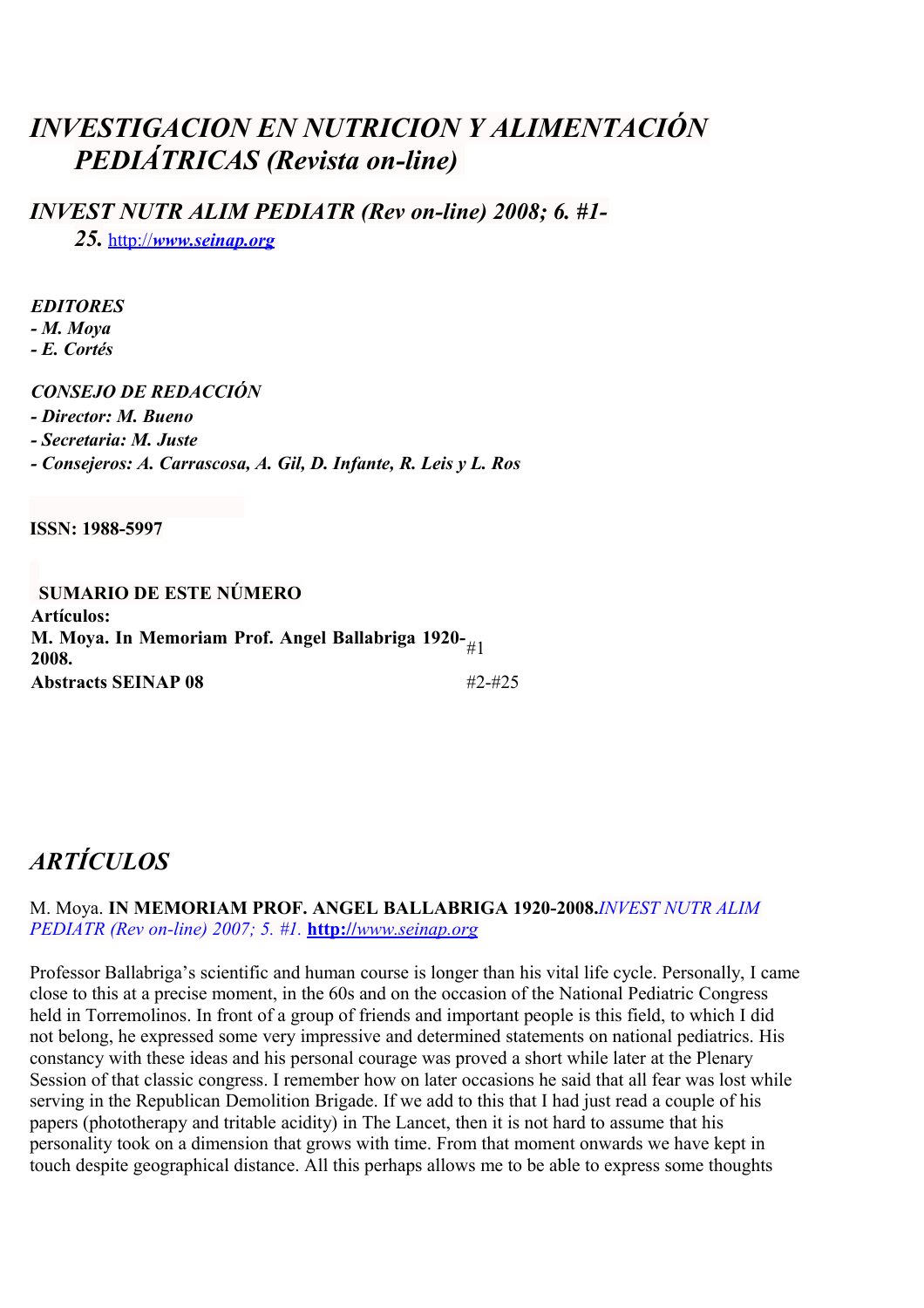# *INVESTIGACION EN NUTRICION Y ALIMENTACIÓN PEDIÁTRICAS (Revista on-line)*

## *INVEST NUTR ALIM PEDIATR (Rev on-line) 2008; 6. #1-25.* [http://www.seinap.org](http://www.seinap.org)

***EDITORES***
***- M. Moya***
***- E. Cortés***

***CONSEJO DE REDACCIÓN***
***- Director: M. Bueno***
***- Secretaria: M. Juste***
***- Consejeros: A. Carrascosa, A. Gil, D. Infante, R. Leis y L. Ros***

**ISSN: 1988-5997**

**SUMARIO DE ESTE NÚMERO**

| | |
|---|---|
| **Artículos:** | |
| **M. Moya. In Memoriam Prof. Angel Ballabriga 1920-2008.** | #1 |
| **Abstracts SEINAP 08** | #2-#25 |

# *ARTÍCULOS*

M. Moya. **IN MEMORIAM PROF. ANGEL BALLABRIGA 1920-2008.** *INVEST NUTR ALIM PEDIATR (Rev on-line) 2007; 5. #1.* **http:**//*www.seinap.org*

Professor Ballabriga's scientific and human course is longer than his vital life cycle. Personally, I came close to this at a precise moment, in the 60s and on the occasion of the National Pediatric Congress held in Torremolinos. In front of a group of friends and important people is this field, to which I did not belong, he expressed some very impressive and determined statements on national pediatrics. His constancy with these ideas and his personal courage was proved a short while later at the Plenary Session of that classic congress. I remember how on later occasions he said that all fear was lost while serving in the Republican Demolition Brigade. If we add to this that I had just read a couple of his papers (phototherapy and tritable acidity) in The Lancet, then it is not hard to assume that his personality took on a dimension that grows with time. From that moment onwards we have kept in touch despite geographical distance. All this perhaps allows me to be able to express some thoughts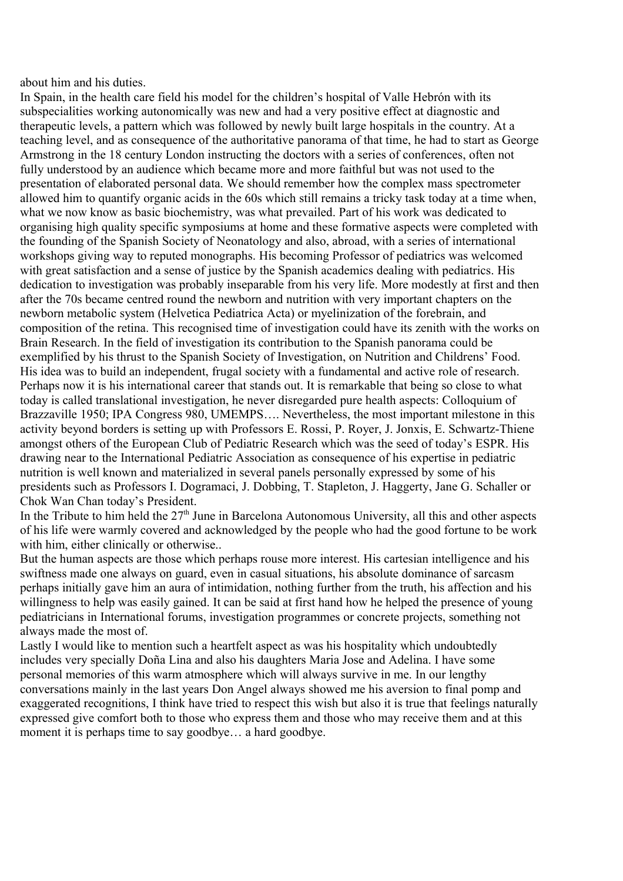about him and his duties.

In Spain, in the health care field his model for the children's hospital of Valle Hebrón with its subspecialities working autonomically was new and had a very positive effect at diagnostic and therapeutic levels, a pattern which was followed by newly built large hospitals in the country. At a teaching level, and as consequence of the authoritative panorama of that time, he had to start as George Armstrong in the 18 century London instructing the doctors with a series of conferences, often not fully understood by an audience which became more and more faithful but was not used to the presentation of elaborated personal data. We should remember how the complex mass spectrometer allowed him to quantify organic acids in the 60s which still remains a tricky task today at a time when, what we now know as basic biochemistry, was what prevailed. Part of his work was dedicated to organising high quality specific symposiums at home and these formative aspects were completed with the founding of the Spanish Society of Neonatology and also, abroad, with a series of international workshops giving way to reputed monographs. His becoming Professor of pediatrics was welcomed with great satisfaction and a sense of justice by the Spanish academics dealing with pediatrics. His dedication to investigation was probably inseparable from his very life. More modestly at first and then after the 70s became centred round the newborn and nutrition with very important chapters on the newborn metabolic system (Helvetica Pediatrica Acta) or myelinization of the forebrain, and composition of the retina. This recognised time of investigation could have its zenith with the works on Brain Research. In the field of investigation its contribution to the Spanish panorama could be exemplified by his thrust to the Spanish Society of Investigation, on Nutrition and Childrens' Food. His idea was to build an independent, frugal society with a fundamental and active role of research. Perhaps now it is his international career that stands out. It is remarkable that being so close to what today is called translational investigation, he never disregarded pure health aspects: Colloquium of Brazzaville 1950; IPA Congress 980, UMEMPS…. Nevertheless, the most important milestone in this activity beyond borders is setting up with Professors E. Rossi, P. Royer, J. Jonxis, E. Schwartz-Thiene amongst others of the European Club of Pediatric Research which was the seed of today's ESPR. His drawing near to the International Pediatric Association as consequence of his expertise in pediatric nutrition is well known and materialized in several panels personally expressed by some of his presidents such as Professors I. Dogramaci, J. Dobbing, T. Stapleton, J. Haggerty, Jane G. Schaller or Chok Wan Chan today's President.

In the Tribute to him held the 27th June in Barcelona Autonomous University, all this and other aspects of his life were warmly covered and acknowledged by the people who had the good fortune to be work with him, either clinically or otherwise..

But the human aspects are those which perhaps rouse more interest. His cartesian intelligence and his swiftness made one always on guard, even in casual situations, his absolute dominance of sarcasm perhaps initially gave him an aura of intimidation, nothing further from the truth, his affection and his willingness to help was easily gained. It can be said at first hand how he helped the presence of young pediatricians in International forums, investigation programmes or concrete projects, something not always made the most of.

Lastly I would like to mention such a heartfelt aspect as was his hospitality which undoubtedly includes very specially Doña Lina and also his daughters Maria Jose and Adelina. I have some personal memories of this warm atmosphere which will always survive in me. In our lengthy conversations mainly in the last years Don Angel always showed me his aversion to final pomp and exaggerated recognitions, I think have tried to respect this wish but also it is true that feelings naturally expressed give comfort both to those who express them and those who may receive them and at this moment it is perhaps time to say goodbye… a hard goodbye.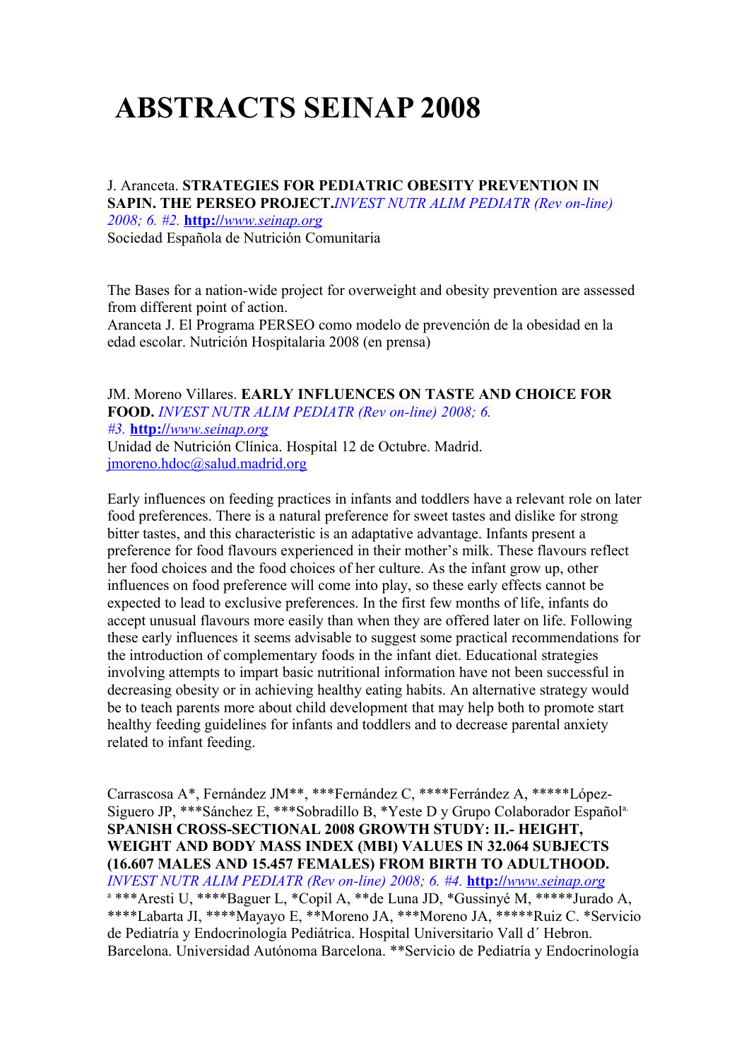# ABSTRACTS SEINAP 2008

J. Aranceta. **STRATEGIES FOR PEDIATRIC OBESITY PREVENTION IN SAPIN. THE PERSEO PROJECT.***INVEST NUTR ALIM PEDIATR (Rev on-line) 2008; 6. #2.* **http:**//*www.seinap.org*
Sociedad Española de Nutrición Comunitaria

The Bases for a nation-wide project for overweight and obesity prevention are assessed from different point of action.
Aranceta J. El Programa PERSEO como modelo de prevención de la obesidad en la edad escolar. Nutrición Hospitalaria 2008 (en prensa)

JM. Moreno Villares. **EARLY INFLUENCES ON TASTE AND CHOICE FOR FOOD.** *INVEST NUTR ALIM PEDIATR (Rev on-line) 2008; 6. #3.* **http:**//*www.seinap.org*
Unidad de Nutrición Clínica. Hospital 12 de Octubre. Madrid.
jmoreno.hdoc@salud.madrid.org

Early influences on feeding practices in infants and toddlers have a relevant role on later food preferences. There is a natural preference for sweet tastes and dislike for strong bitter tastes, and this characteristic is an adaptative advantage. Infants present a preference for food flavours experienced in their mother's milk. These flavours reflect her food choices and the food choices of her culture. As the infant grow up, other influences on food preference will come into play, so these early effects cannot be expected to lead to exclusive preferences. In the first few months of life, infants do accept unusual flavours more easily than when they are offered later on life. Following these early influences it seems advisable to suggest some practical recommendations for the introduction of complementary foods in the infant diet. Educational strategies involving attempts to impart basic nutritional information have not been successful in decreasing obesity or in achieving healthy eating habits. An alternative strategy would be to teach parents more about child development that may help both to promote start healthy feeding guidelines for infants and toddlers and to decrease parental anxiety related to infant feeding.

Carrascosa A*, Fernández JM**, ***Fernández C, ****Ferrández A, *****López-Siguero JP, ***Sánchez E, ***Sobradillo B, *Yeste D y Grupo Colaborador Español[a.]
**SPANISH CROSS-SECTIONAL 2008 GROWTH STUDY: II.- HEIGHT, WEIGHT AND BODY MASS INDEX (MBI) VALUES IN 32.064 SUBJECTS (16.607 MALES AND 15.457 FEMALES) FROM BIRTH TO ADULTHOOD.** *INVEST NUTR ALIM PEDIATR (Rev on-line) 2008; 6. #4.* **http:**//*www.seinap.org*
[a] ***Aresti U, ****Baguer L, *Copil A, **de Luna JD, *Gussinyé M, *****Jurado A, ****Labarta JI, ****Mayayo E, **Moreno JA, ***Moreno JA, *****Ruiz C. *Servicio de Pediatría y Endocrinología Pediátrica. Hospital Universitario Vall d´ Hebron. Barcelona. Universidad Autónoma Barcelona. **Servicio de Pediatría y Endocrinología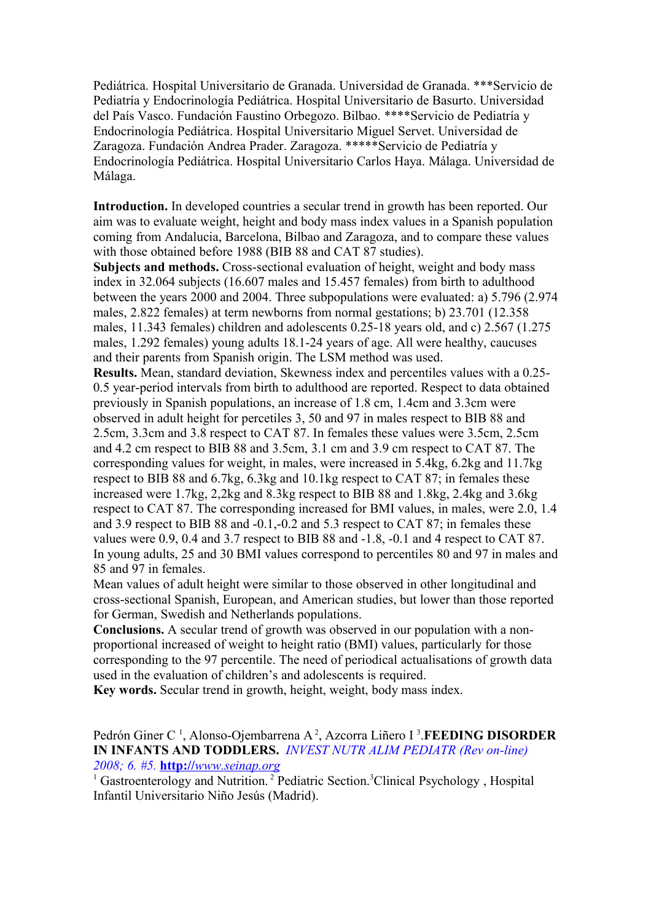Pediátrica. Hospital Universitario de Granada. Universidad de Granada. ***Servicio de Pediatría y Endocrinología Pediátrica. Hospital Universitario de Basurto. Universidad del País Vasco. Fundación Faustino Orbegozo. Bilbao. ****Servicio de Pediatría y Endocrinología Pediátrica. Hospital Universitario Miguel Servet. Universidad de Zaragoza. Fundación Andrea Prader. Zaragoza. *****Servicio de Pediatría y Endocrinología Pediátrica. Hospital Universitario Carlos Haya. Málaga. Universidad de Málaga.

**Introduction.** In developed countries a secular trend in growth has been reported. Our aim was to evaluate weight, height and body mass index values in a Spanish population coming from Andalucia, Barcelona, Bilbao and Zaragoza, and to compare these values with those obtained before 1988 (BIB 88 and CAT 87 studies).

**Subjects and methods.** Cross-sectional evaluation of height, weight and body mass index in 32.064 subjects (16.607 males and 15.457 females) from birth to adulthood between the years 2000 and 2004. Three subpopulations were evaluated: a) 5.796 (2.974 males, 2.822 females) at term newborns from normal gestations; b) 23.701 (12.358 males, 11.343 females) children and adolescents 0.25-18 years old, and c) 2.567 (1.275 males, 1.292 females) young adults 18.1-24 years of age. All were healthy, caucuses and their parents from Spanish origin. The LSM method was used.

**Results.** Mean, standard deviation, Skewness index and percentiles values with a 0.25-0.5 year-period intervals from birth to adulthood are reported. Respect to data obtained previously in Spanish populations, an increase of 1.8 cm, 1.4cm and 3.3cm were observed in adult height for percetiles 3, 50 and 97 in males respect to BIB 88 and 2.5cm, 3.3cm and 3.8 respect to CAT 87. In females these values were 3.5cm, 2.5cm and 4.2 cm respect to BIB 88 and 3.5cm, 3.1 cm and 3.9 cm respect to CAT 87. The corresponding values for weight, in males, were increased in 5.4kg, 6.2kg and 11.7kg respect to BIB 88 and 6.7kg, 6.3kg and 10.1kg respect to CAT 87; in females these increased were 1.7kg, 2,2kg and 8.3kg respect to BIB 88 and 1.8kg, 2.4kg and 3.6kg respect to CAT 87. The corresponding increased for BMI values, in males, were 2.0, 1.4 and 3.9 respect to BIB 88 and -0.1,-0.2 and 5.3 respect to CAT 87; in females these values were 0.9, 0.4 and 3.7 respect to BIB 88 and -1.8, -0.1 and 4 respect to CAT 87. In young adults, 25 and 30 BMI values correspond to percentiles 80 and 97 in males and 85 and 97 in females.

Mean values of adult height were similar to those observed in other longitudinal and cross-sectional Spanish, European, and American studies, but lower than those reported for German, Swedish and Netherlands populations.

**Conclusions.** A secular trend of growth was observed in our population with a non-proportional increased of weight to height ratio (BMI) values, particularly for those corresponding to the 97 percentile. The need of periodical actualisations of growth data used in the evaluation of children's and adolescents is required.

**Key words.** Secular trend in growth, height, weight, body mass index.

Pedrón Giner C [1], Alonso-Ojembarrena A [2], Azcorra Liñero I [3]. **FEEDING DISORDER IN INFANTS AND TODDLERS.** *INVEST NUTR ALIM PEDIATR (Rev on-line) 2008; 6. #5.* **http://**[www.seinap.org](http://www.seinap.org)

[1] Gastroenterology and Nutrition. [2] Pediatric Section. [3] Clinical Psychology , Hospital Infantil Universitario Niño Jesús (Madrid).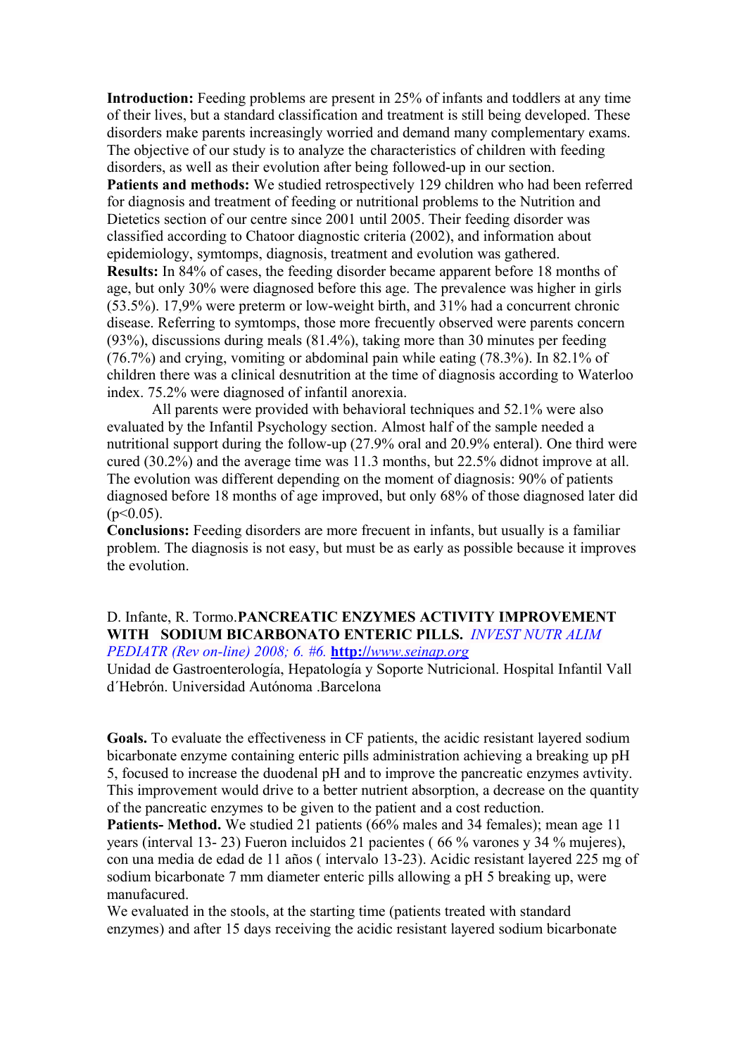**Introduction:** Feeding problems are present in 25% of infants and toddlers at any time of their lives, but a standard classification and treatment is still being developed. These disorders make parents increasingly worried and demand many complementary exams. The objective of our study is to analyze the characteristics of children with feeding disorders, as well as their evolution after being followed-up in our section.

**Patients and methods:** We studied retrospectively 129 children who had been referred for diagnosis and treatment of feeding or nutritional problems to the Nutrition and Dietetics section of our centre since 2001 until 2005. Their feeding disorder was classified according to Chatoor diagnostic criteria (2002), and information about epidemiology, symtomps, diagnosis, treatment and evolution was gathered.

**Results:** In 84% of cases, the feeding disorder became apparent before 18 months of age, but only 30% were diagnosed before this age. The prevalence was higher in girls (53.5%). 17,9% were preterm or low-weight birth, and 31% had a concurrent chronic disease. Referring to symtomps, those more frecuently observed were parents concern (93%), discussions during meals (81.4%), taking more than 30 minutes per feeding (76.7%) and crying, vomiting or abdominal pain while eating (78.3%). In 82.1% of children there was a clinical desnutrition at the time of diagnosis according to Waterloo index. 75.2% were diagnosed of infantil anorexia.

All parents were provided with behavioral techniques and 52.1% were also evaluated by the Infantil Psychology section. Almost half of the sample needed a nutritional support during the follow-up (27.9% oral and 20.9% enteral). One third were cured (30.2%) and the average time was 11.3 months, but 22.5% didnot improve at all. The evolution was different depending on the moment of diagnosis: 90% of patients diagnosed before 18 months of age improved, but only 68% of those diagnosed later did ($p<0.05$).

**Conclusions:** Feeding disorders are more frecuent in infants, but usually is a familiar problem. The diagnosis is not easy, but must be as early as possible because it improves the evolution.

D. Infante, R. Tormo.**PANCREATIC ENZYMES ACTIVITY IMPROVEMENT WITH SODIUM BICARBONATO ENTERIC PILLS.** *INVEST NUTR ALIM PEDIATR (Rev on-line) 2008; 6. #6.* **http:**//*www.seinap.org*

Unidad de Gastroenterología, Hepatología y Soporte Nutricional. Hospital Infantil Vall d´Hebrón. Universidad Autónoma .Barcelona

**Goals.** To evaluate the effectiveness in CF patients, the acidic resistant layered sodium bicarbonate enzyme containing enteric pills administration achieving a breaking up pH 5, focused to increase the duodenal pH and to improve the pancreatic enzymes avtivity. This improvement would drive to a better nutrient absorption, a decrease on the quantity of the pancreatic enzymes to be given to the patient and a cost reduction.

**Patients- Method.** We studied 21 patients (66% males and 34 females); mean age 11 years (interval 13- 23) Fueron incluidos 21 pacientes ( 66 % varones y 34 % mujeres), con una media de edad de 11 años ( intervalo 13-23). Acidic resistant layered 225 mg of sodium bicarbonate 7 mm diameter enteric pills allowing a pH 5 breaking up, were manufacured.

We evaluated in the stools, at the starting time (patients treated with standard enzymes) and after 15 days receiving the acidic resistant layered sodium bicarbonate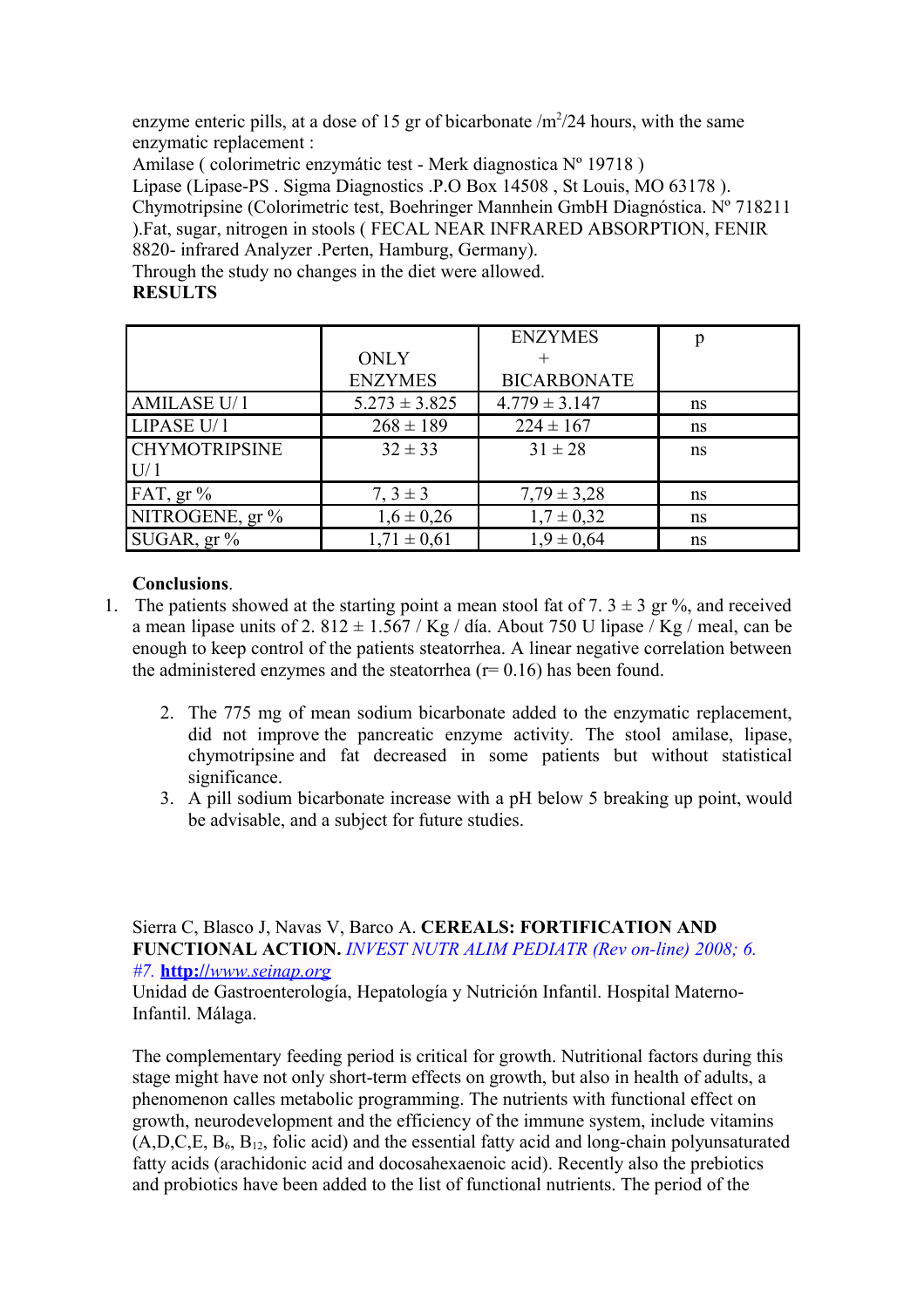enzyme enteric pills, at a dose of 15 gr of bicarbonate /$m^2$/24 hours, with the same enzymatic replacement :

Amilase ( colorimetric enzymátic test - Merk diagnostica Nº 19718 )

Lipase (Lipase-PS . Sigma Diagnostics .P.O Box 14508 , St Louis, MO 63178 ).

Chymotripsine (Colorimetric test, Boehringer Mannhein GmbH Diagnóstica. Nº 718211 ).Fat, sugar, nitrogen in stools ( FECAL NEAR INFRARED ABSORPTION, FENIR 8820- infrared Analyzer .Perten, Hamburg, Germany).

Through the study no changes in the diet were allowed.

**RESULTS**

| | ONLY ENZYMES | ENZYMES + BICARBONATE | p |
|---|---|---|---|
| AMILASE U/ 1 | 5.273 ± 3.825 | 4.779 ± 3.147 | ns |
| LIPASE U/ 1 | 268 ± 189 | 224 ± 167 | ns |
| CHYMOTRIPSINE U/ 1 | 32 ± 33 | 31 ± 28 | ns |
| FAT, gr % | 7, 3 ± 3 | 7,79 ± 3,28 | ns |
| NITROGENE, gr % | 1,6 ± 0,26 | 1,7 ± 0,32 | ns |
| SUGAR, gr % | 1,71 ± 0,61 | 1,9 ± 0,64 | ns |

**Conclusions**.

1. The patients showed at the starting point a mean stool fat of 7. 3 ± 3 gr %, and received a mean lipase units of 2. 812 ± 1.567 / Kg / día. About 750 U lipase / Kg / meal, can be enough to keep control of the patients steatorrhea. A linear negative correlation between the administered enzymes and the steatorrhea (r= 0.16) has been found.
2. The 775 mg of mean sodium bicarbonate added to the enzymatic replacement, did not improve the pancreatic enzyme activity. The stool amilase, lipase, chymotripsine and fat decreased in some patients but without statistical significance.
3. A pill sodium bicarbonate increase with a pH below 5 breaking up point, would be advisable, and a subject for future studies.

Sierra C, Blasco J, Navas V, Barco A. **CEREALS: FORTIFICATION AND FUNCTIONAL ACTION.** *INVEST NUTR ALIM PEDIATR (Rev on-line) 2008; 6. #7.* **http:**//www.seinap.org

Unidad de Gastroenterología, Hepatología y Nutrición Infantil. Hospital Materno-Infantil. Málaga.

The complementary feeding period is critical for growth. Nutritional factors during this stage might have not only short-term effects on growth, but also in health of adults, a phenomenon calles metabolic programming. The nutrients with functional effect on growth, neurodevelopment and the efficiency of the immune system, include vitamins (A,D,C,E, $B_6$, $B_{12}$, folic acid) and the essential fatty acid and long-chain polyunsaturated fatty acids (arachidonic acid and docosahexaenoic acid). Recently also the prebiotics and probiotics have been added to the list of functional nutrients. The period of the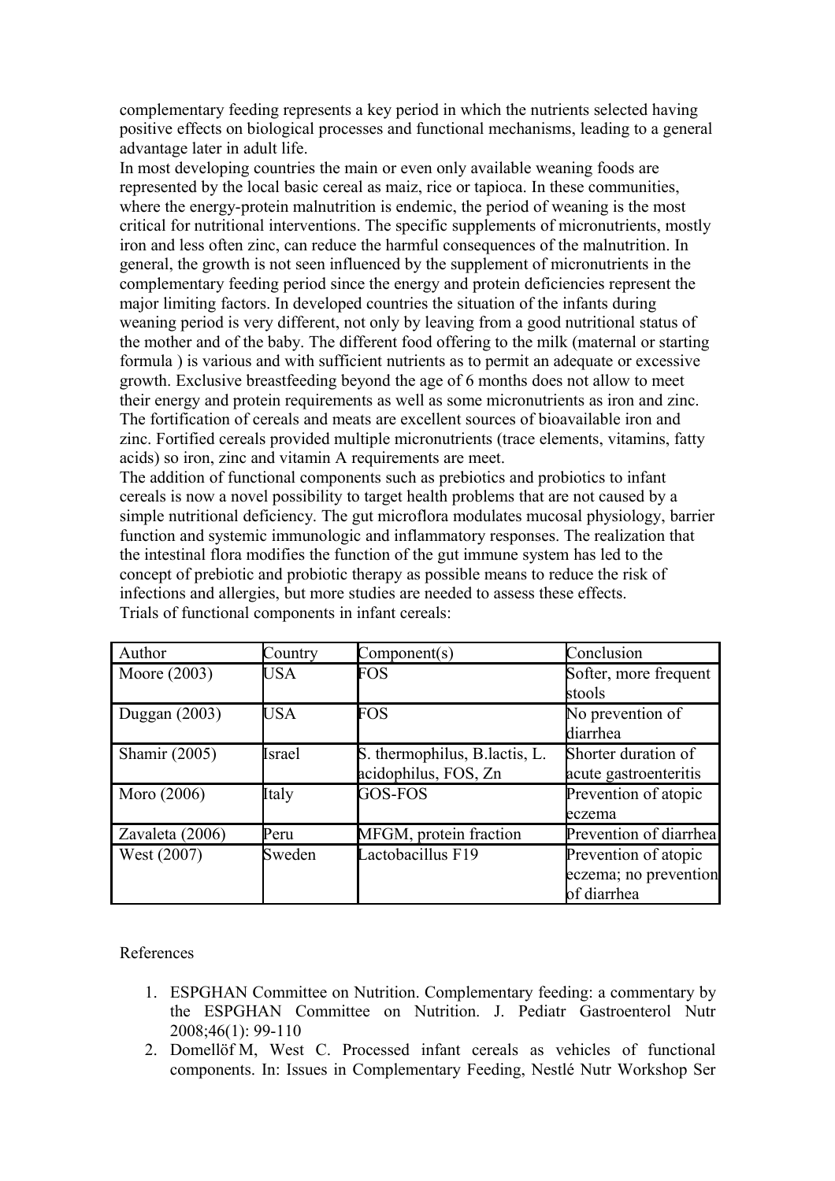complementary feeding represents a key period in which the nutrients selected having positive effects on biological processes and functional mechanisms, leading to a general advantage later in adult life.

In most developing countries the main or even only available weaning foods are represented by the local basic cereal as maiz, rice or tapioca. In these communities, where the energy-protein malnutrition is endemic, the period of weaning is the most critical for nutritional interventions. The specific supplements of micronutrients, mostly iron and less often zinc, can reduce the harmful consequences of the malnutrition. In general, the growth is not seen influenced by the supplement of micronutrients in the complementary feeding period since the energy and protein deficiencies represent the major limiting factors. In developed countries the situation of the infants during weaning period is very different, not only by leaving from a good nutritional status of the mother and of the baby. The different food offering to the milk (maternal or starting formula ) is various and with sufficient nutrients as to permit an adequate or excessive growth. Exclusive breastfeeding beyond the age of 6 months does not allow to meet their energy and protein requirements as well as some micronutrients as iron and zinc. The fortification of cereals and meats are excellent sources of bioavailable iron and zinc. Fortified cereals provided multiple micronutrients (trace elements, vitamins, fatty acids) so iron, zinc and vitamin A requirements are meet.

The addition of functional components such as prebiotics and probiotics to infant cereals is now a novel possibility to target health problems that are not caused by a simple nutritional deficiency. The gut microflora modulates mucosal physiology, barrier function and systemic immunologic and inflammatory responses. The realization that the intestinal flora modifies the function of the gut immune system has led to the concept of prebiotic and probiotic therapy as possible means to reduce the risk of infections and allergies, but more studies are needed to assess these effects.

Trials of functional components in infant cereals:

| Author | Country | Component(s) | Conclusion |
|---|---|---|---|
| Moore (2003) | USA | FOS | Softer, more frequent stools |
| Duggan (2003) | USA | FOS | No prevention of diarrhea |
| Shamir (2005) | Israel | S. thermophilus, B.lactis, L. acidophilus, FOS, Zn | Shorter duration of acute gastroenteritis |
| Moro (2006) | Italy | GOS-FOS | Prevention of atopic eczema |
| Zavaleta (2006) | Peru | MFGM, protein fraction | Prevention of diarrhea |
| West (2007) | Sweden | Lactobacillus F19 | Prevention of atopic eczema; no prevention of diarrhea |

References

1. ESPGHAN Committee on Nutrition. Complementary feeding: a commentary by the ESPGHAN Committee on Nutrition. J. Pediatr Gastroenterol Nutr 2008;46(1): 99-110
2. Domellöf M, West C. Processed infant cereals as vehicles of functional components. In: Issues in Complementary Feeding, Nestlé Nutr Workshop Ser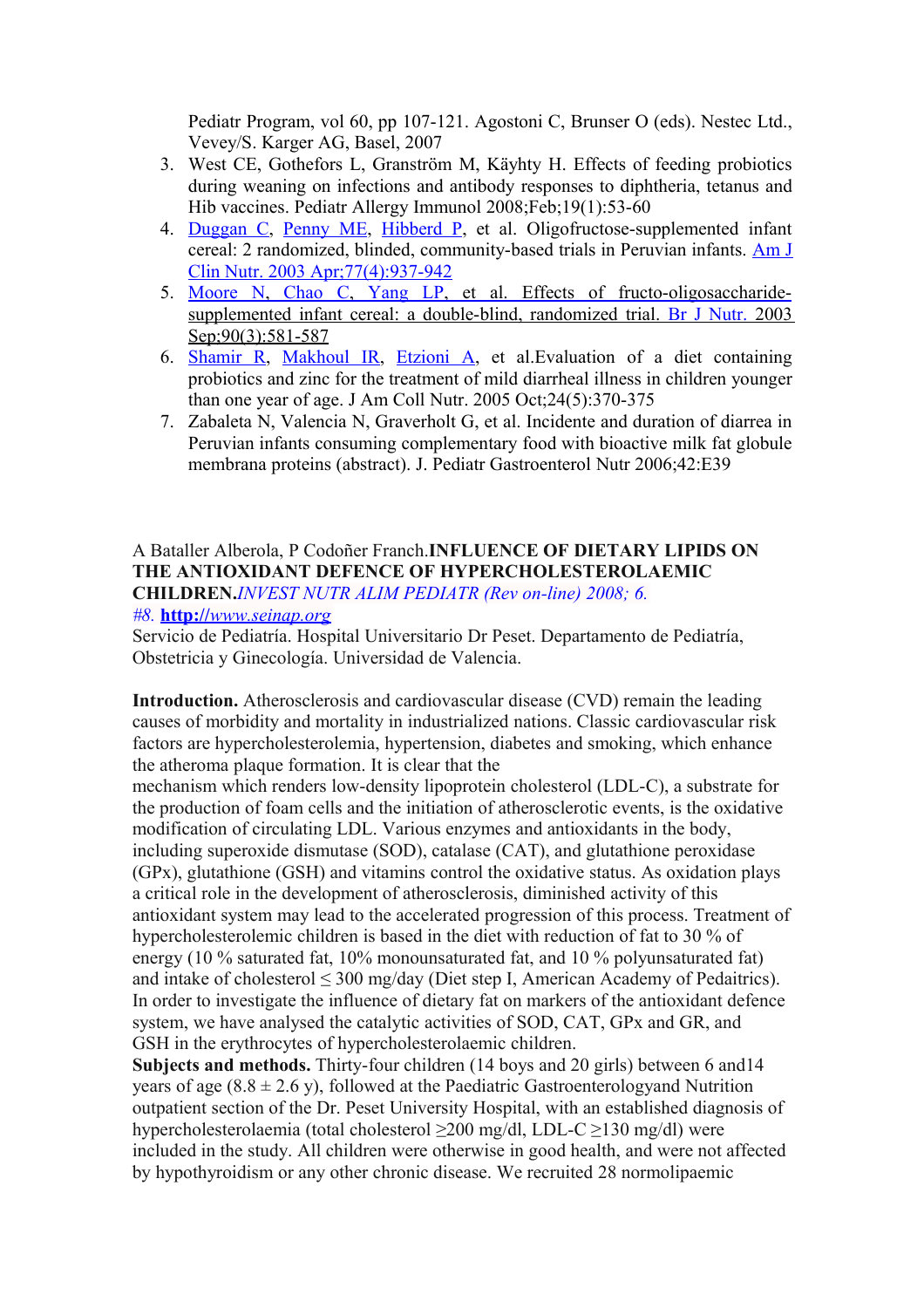Pediatr Program, vol 60, pp 107-121. Agostoni C, Brunser O (eds). Nestec Ltd., Vevey/S. Karger AG, Basel, 2007

3. West CE, Gothefors L, Granström M, Käyhty H. Effects of feeding probiotics during weaning on infections and antibody responses to diphtheria, tetanus and Hib vaccines. Pediatr Allergy Immunol 2008;Feb;19(1):53-60
4. Duggan C, Penny ME, Hibberd P, et al. Oligofructose-supplemented infant cereal: 2 randomized, blinded, community-based trials in Peruvian infants. Am J Clin Nutr. 2003 Apr;77(4):937-942
5. Moore N, Chao C, Yang LP, et al. Effects of fructo-oligosaccharide-supplemented infant cereal: a double-blind, randomized trial. Br J Nutr. 2003 Sep;90(3):581-587
6. Shamir R, Makhoul IR, Etzioni A, et al.Evaluation of a diet containing probiotics and zinc for the treatment of mild diarrheal illness in children younger than one year of age. J Am Coll Nutr. 2005 Oct;24(5):370-375
7. Zabaleta N, Valencia N, Graverholt G, et al. Incidente and duration of diarrea in Peruvian infants consuming complementary food with bioactive milk fat globule membrana proteins (abstract). J. Pediatr Gastroenterol Nutr 2006;42:E39

A Bataller Alberola, P Codoñer Franch.**INFLUENCE OF DIETARY LIPIDS ON THE ANTIOXIDANT DEFENCE OF HYPERCHOLESTEROLAEMIC CHILDREN.***INVEST NUTR ALIM PEDIATR (Rev on-line) 2008; 6. #8.* **http:**//*www.seinap.org*

Servicio de Pediatría. Hospital Universitario Dr Peset. Departamento de Pediatría, Obstetricia y Ginecología. Universidad de Valencia.

**Introduction.** Atherosclerosis and cardiovascular disease (CVD) remain the leading causes of morbidity and mortality in industrialized nations. Classic cardiovascular risk factors are hypercholesterolemia, hypertension, diabetes and smoking, which enhance the atheroma plaque formation. It is clear that the mechanism which renders low-density lipoprotein cholesterol (LDL-C), a substrate for the production of foam cells and the initiation of atherosclerotic events, is the oxidative modification of circulating LDL. Various enzymes and antioxidants in the body, including superoxide dismutase (SOD), catalase (CAT), and glutathione peroxidase (GPx), glutathione (GSH) and vitamins control the oxidative status. As oxidation plays a critical role in the development of atherosclerosis, diminished activity of this antioxidant system may lead to the accelerated progression of this process. Treatment of hypercholesterolemic children is based in the diet with reduction of fat to 30 % of energy (10 % saturated fat, 10% monounsaturated fat, and 10 % polyunsaturated fat) and intake of cholesterol ≤ 300 mg/day (Diet step I, American Academy of Pedaitrics). In order to investigate the influence of dietary fat on markers of the antioxidant defence system, we have analysed the catalytic activities of SOD, CAT, GPx and GR, and GSH in the erythrocytes of hypercholesterolaemic children.

**Subjects and methods.** Thirty-four children (14 boys and 20 girls) between 6 and14 years of age (8.8 ± 2.6 y), followed at the Paediatric Gastroenterologyand Nutrition outpatient section of the Dr. Peset University Hospital, with an established diagnosis of hypercholesterolaemia (total cholesterol ≥200 mg/dl, LDL-C ≥130 mg/dl) were included in the study. All children were otherwise in good health, and were not affected by hypothyroidism or any other chronic disease. We recruited 28 normolipaemic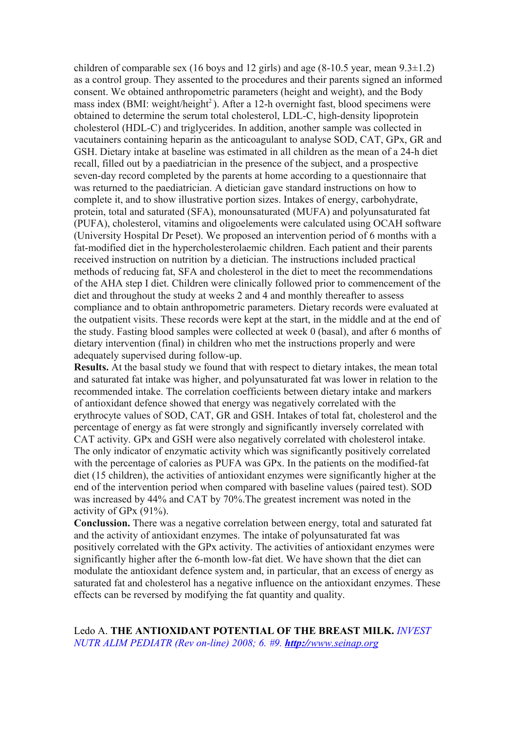children of comparable sex (16 boys and 12 girls) and age (8-10.5 year, mean 9.3±1.2) as a control group. They assented to the procedures and their parents signed an informed consent. We obtained anthropometric parameters (height and weight), and the Body mass index (BMI: weight/height$^2$). After a 12-h overnight fast, blood specimens were obtained to determine the serum total cholesterol, LDL-C, high-density lipoprotein cholesterol (HDL-C) and triglycerides. In addition, another sample was collected in vacutainers containing heparin as the anticoagulant to analyse SOD, CAT, GPx, GR and GSH. Dietary intake at baseline was estimated in all children as the mean of a 24-h diet recall, filled out by a paediatrician in the presence of the subject, and a prospective seven-day record completed by the parents at home according to a questionnaire that was returned to the paediatrician. A dietician gave standard instructions on how to complete it, and to show illustrative portion sizes. Intakes of energy, carbohydrate, protein, total and saturated (SFA), monounsaturated (MUFA) and polyunsaturated fat (PUFA), cholesterol, vitamins and oligoelements were calculated using OCAH software (University Hospital Dr Peset). We proposed an intervention period of 6 months with a fat-modified diet in the hypercholesterolaemic children. Each patient and their parents received instruction on nutrition by a dietician. The instructions included practical methods of reducing fat, SFA and cholesterol in the diet to meet the recommendations of the AHA step I diet. Children were clinically followed prior to commencement of the diet and throughout the study at weeks 2 and 4 and monthly thereafter to assess compliance and to obtain anthropometric parameters. Dietary records were evaluated at the outpatient visits. These records were kept at the start, in the middle and at the end of the study. Fasting blood samples were collected at week 0 (basal), and after 6 months of dietary intervention (final) in children who met the instructions properly and were adequately supervised during follow-up.

**Results.** At the basal study we found that with respect to dietary intakes, the mean total and saturated fat intake was higher, and polyunsaturated fat was lower in relation to the recommended intake. The correlation coefficients between dietary intake and markers of antioxidant defence showed that energy was negatively correlated with the erythrocyte values of SOD, CAT, GR and GSH. Intakes of total fat, cholesterol and the percentage of energy as fat were strongly and significantly inversely correlated with CAT activity. GPx and GSH were also negatively correlated with cholesterol intake. The only indicator of enzymatic activity which was significantly positively correlated with the percentage of calories as PUFA was GPx. In the patients on the modified-fat diet (15 children), the activities of antioxidant enzymes were significantly higher at the end of the intervention period when compared with baseline values (paired test). SOD was increased by 44% and CAT by 70%.The greatest increment was noted in the activity of GPx (91%).

**Conclussion.** There was a negative correlation between energy, total and saturated fat and the activity of antioxidant enzymes. The intake of polyunsaturated fat was positively correlated with the GPx activity. The activities of antioxidant enzymes were significantly higher after the 6-month low-fat diet. We have shown that the diet can modulate the antioxidant defence system and, in particular, that an excess of energy as saturated fat and cholesterol has a negative influence on the antioxidant enzymes. These effects can be reversed by modifying the fat quantity and quality.

Ledo A. **THE ANTIOXIDANT POTENTIAL OF THE BREAST MILK.** *INVEST NUTR ALIM PEDIATR (Rev on-line) 2008; 6. #9.* ***http://**www.seinap.org*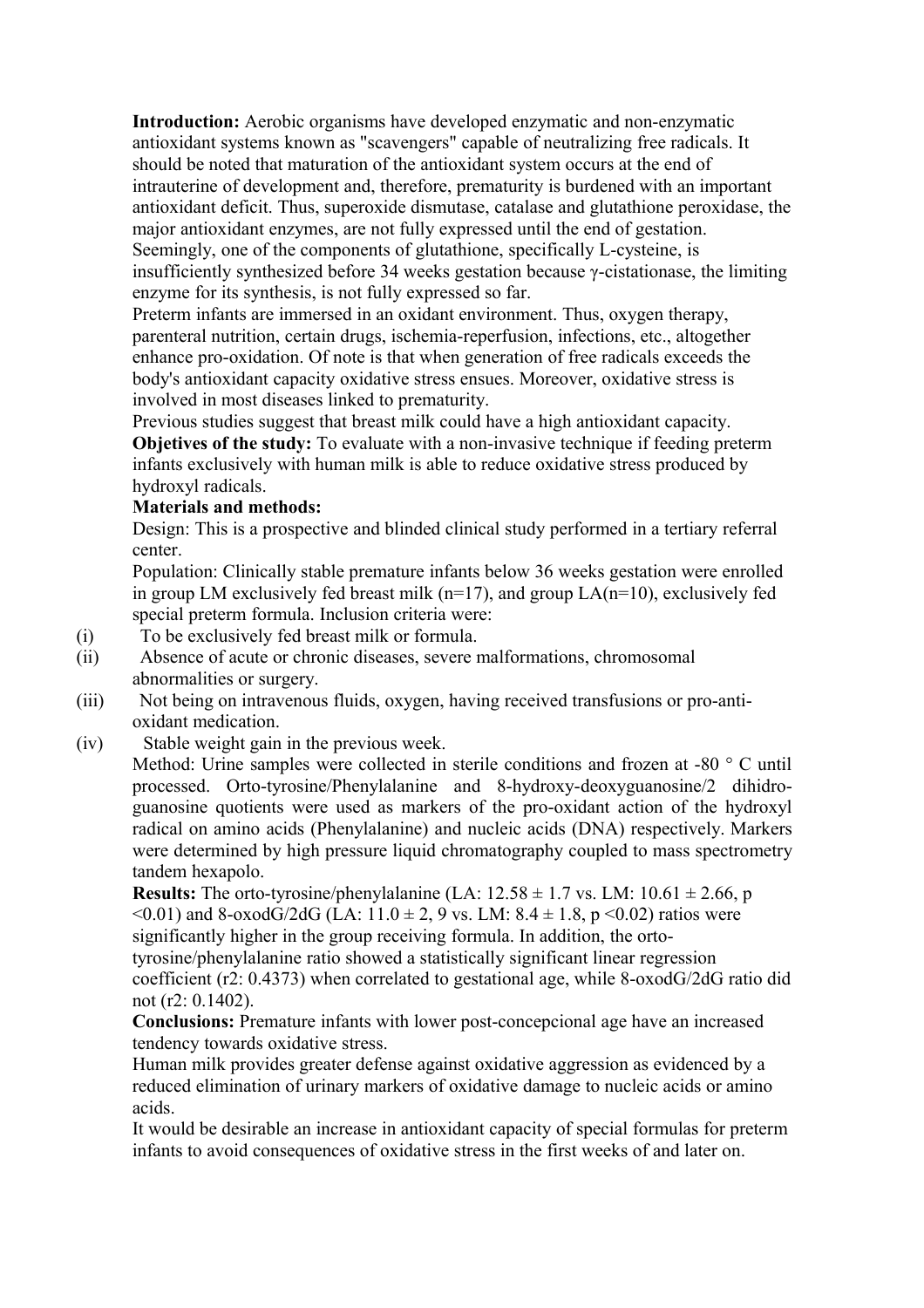**Introduction:** Aerobic organisms have developed enzymatic and non-enzymatic antioxidant systems known as "scavengers" capable of neutralizing free radicals. It should be noted that maturation of the antioxidant system occurs at the end of intrauterine of development and, therefore, prematurity is burdened with an important antioxidant deficit. Thus, superoxide dismutase, catalase and glutathione peroxidase, the major antioxidant enzymes, are not fully expressed until the end of gestation. Seemingly, one of the components of glutathione, specifically L-cysteine, is insufficiently synthesized before 34 weeks gestation because γ-cistationase, the limiting enzyme for its synthesis, is not fully expressed so far.

Preterm infants are immersed in an oxidant environment. Thus, oxygen therapy, parenteral nutrition, certain drugs, ischemia-reperfusion, infections, etc., altogether enhance pro-oxidation. Of note is that when generation of free radicals exceeds the body's antioxidant capacity oxidative stress ensues. Moreover, oxidative stress is involved in most diseases linked to prematurity.

Previous studies suggest that breast milk could have a high antioxidant capacity.

**Objetives of the study:** To evaluate with a non-invasive technique if feeding preterm infants exclusively with human milk is able to reduce oxidative stress produced by hydroxyl radicals.

**Materials and methods:**

Design: This is a prospective and blinded clinical study performed in a tertiary referral center.

Population: Clinically stable premature infants below 36 weeks gestation were enrolled in group LM exclusively fed breast milk (n=17), and group LA(n=10), exclusively fed special preterm formula. Inclusion criteria were:

(i) To be exclusively fed breast milk or formula.

(ii) Absence of acute or chronic diseases, severe malformations, chromosomal abnormalities or surgery.

(iii) Not being on intravenous fluids, oxygen, having received transfusions or pro-anti-oxidant medication.

(iv) Stable weight gain in the previous week.

Method: Urine samples were collected in sterile conditions and frozen at -80 ° C until processed. Orto-tyrosine/Phenylalanine and 8-hydroxy-deoxyguanosine/2 dihidro-guanosine quotients were used as markers of the pro-oxidant action of the hydroxyl radical on amino acids (Phenylalanine) and nucleic acids (DNA) respectively. Markers were determined by high pressure liquid chromatography coupled to mass spectrometry tandem hexapolo.

**Results:** The orto-tyrosine/phenylalanine (LA: $12.58 \pm 1.7$ vs. LM: $10.61 \pm 2.66$, $p < 0.01$) and 8-oxodG/2dG (LA: $11.0 \pm 2, 9$ vs. LM: $8.4 \pm 1.8$, $p < 0.02$) ratios were significantly higher in the group receiving formula. In addition, the orto-tyrosine/phenylalanine ratio showed a statistically significant linear regression coefficient ($r^2$: 0.4373) when correlated to gestational age, while 8-oxodG/2dG ratio did not ($r^2$: 0.1402).

**Conclusions:** Premature infants with lower post-concepcional age have an increased tendency towards oxidative stress.

Human milk provides greater defense against oxidative aggression as evidenced by a reduced elimination of urinary markers of oxidative damage to nucleic acids or amino acids.

It would be desirable an increase in antioxidant capacity of special formulas for preterm infants to avoid consequences of oxidative stress in the first weeks of and later on.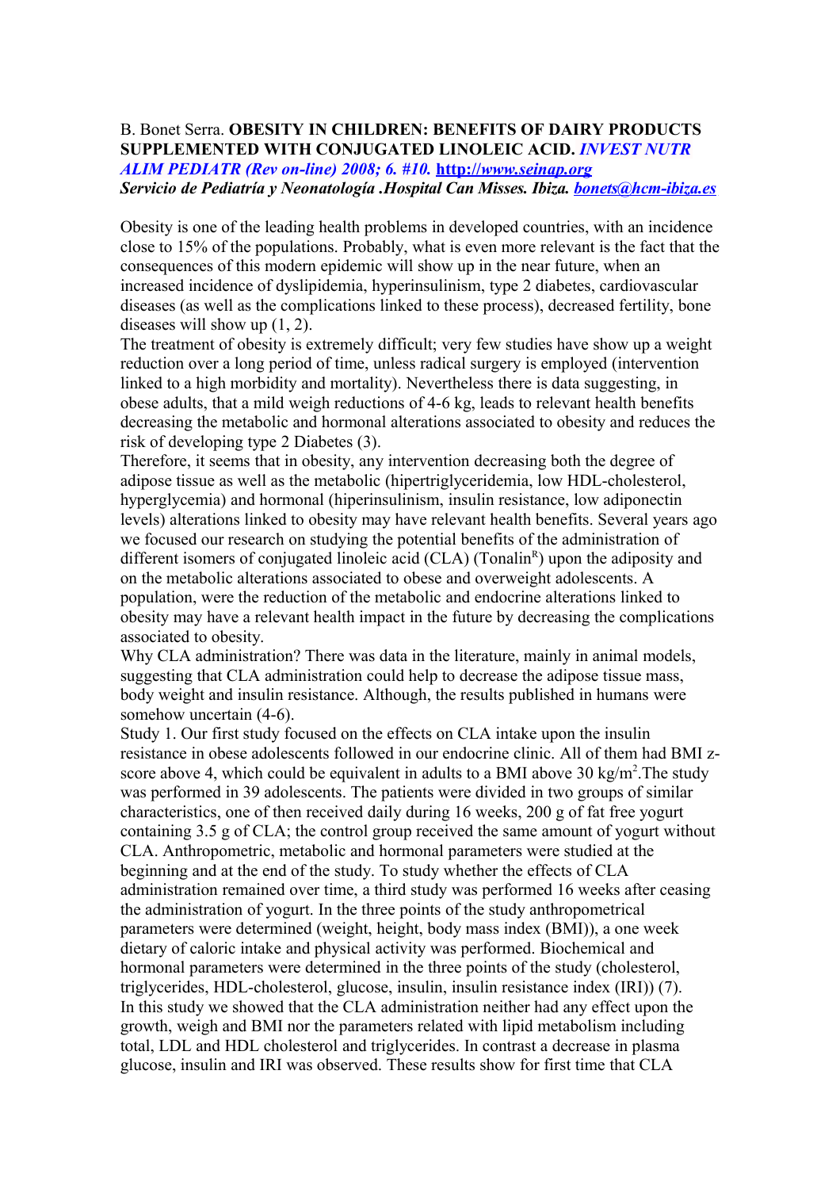B. Bonet Serra. **OBESITY IN CHILDREN: BENEFITS OF DAIRY PRODUCTS SUPPLEMENTED WITH CONJUGATED LINOLEIC ACID.** ***INVEST NUTR ALIM PEDIATR (Rev on-line) 2008; 6. #10.*** **http://*www.seinap.org***
***Servicio de Pediatría y Neonatología .Hospital Can Misses. Ibiza. bonets@hcm-ibiza.es***

Obesity is one of the leading health problems in developed countries, with an incidence close to 15% of the populations. Probably, what is even more relevant is the fact that the consequences of this modern epidemic will show up in the near future, when an increased incidence of dyslipidemia, hyperinsulinism, type 2 diabetes, cardiovascular diseases (as well as the complications linked to these process), decreased fertility, bone diseases will show up (1, 2).
The treatment of obesity is extremely difficult; very few studies have show up a weight reduction over a long period of time, unless radical surgery is employed (intervention linked to a high morbidity and mortality). Nevertheless there is data suggesting, in obese adults, that a mild weigh reductions of 4-6 kg, leads to relevant health benefits decreasing the metabolic and hormonal alterations associated to obesity and reduces the risk of developing type 2 Diabetes (3).
Therefore, it seems that in obesity, any intervention decreasing both the degree of adipose tissue as well as the metabolic (hipertriglyceridemia, low HDL-cholesterol, hyperglycemia) and hormonal (hiperinsulinism, insulin resistance, low adiponectin levels) alterations linked to obesity may have relevant health benefits. Several years ago we focused our research on studying the potential benefits of the administration of different isomers of conjugated linoleic acid (CLA) (Tonalin[R]) upon the adiposity and on the metabolic alterations associated to obese and overweight adolescents. A population, were the reduction of the metabolic and endocrine alterations linked to obesity may have a relevant health impact in the future by decreasing the complications associated to obesity.
Why CLA administration? There was data in the literature, mainly in animal models, suggesting that CLA administration could help to decrease the adipose tissue mass, body weight and insulin resistance. Although, the results published in humans were somehow uncertain (4-6).
Study 1. Our first study focused on the effects on CLA intake upon the insulin resistance in obese adolescents followed in our endocrine clinic. All of them had BMI z-score above 4, which could be equivalent in adults to a BMI above 30 kg/m$^2$.The study was performed in 39 adolescents. The patients were divided in two groups of similar characteristics, one of then received daily during 16 weeks, 200 g of fat free yogurt containing 3.5 g of CLA; the control group received the same amount of yogurt without CLA. Anthropometric, metabolic and hormonal parameters were studied at the beginning and at the end of the study. To study whether the effects of CLA administration remained over time, a third study was performed 16 weeks after ceasing the administration of yogurt. In the three points of the study anthropometrical parameters were determined (weight, height, body mass index (BMI)), a one week dietary of caloric intake and physical activity was performed. Biochemical and hormonal parameters were determined in the three points of the study (cholesterol, triglycerides, HDL-cholesterol, glucose, insulin, insulin resistance index (IRI)) (7).
In this study we showed that the CLA administration neither had any effect upon the growth, weigh and BMI nor the parameters related with lipid metabolism including total, LDL and HDL cholesterol and triglycerides. In contrast a decrease in plasma glucose, insulin and IRI was observed. These results show for first time that CLA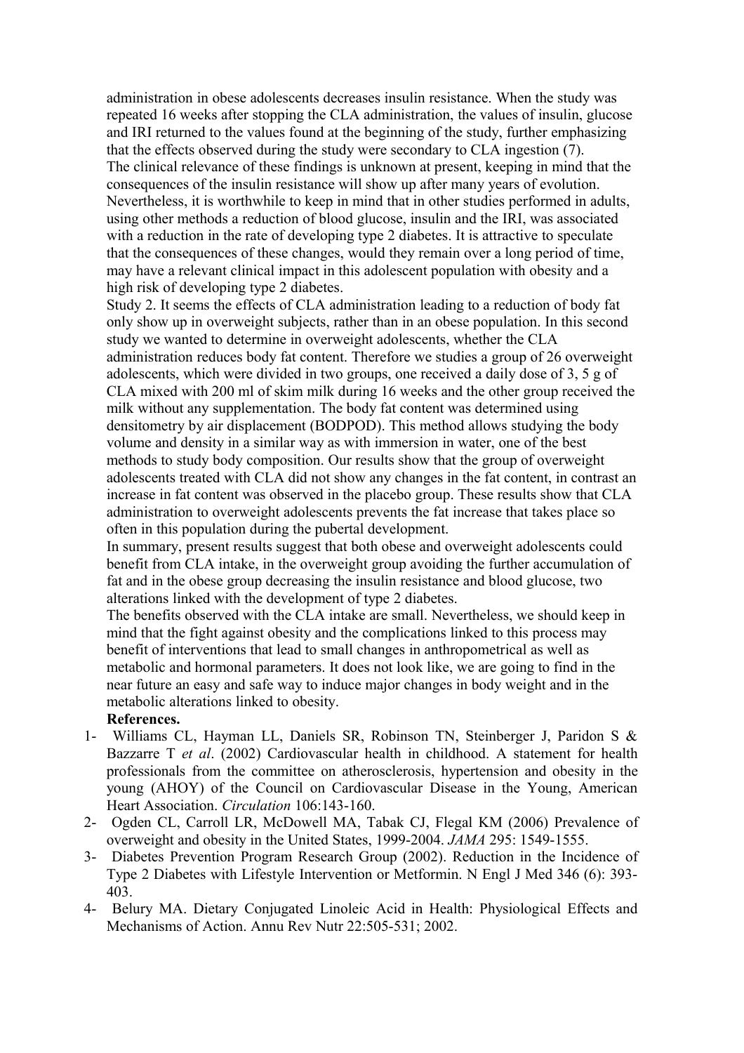administration in obese adolescents decreases insulin resistance. When the study was repeated 16 weeks after stopping the CLA administration, the values of insulin, glucose and IRI returned to the values found at the beginning of the study, further emphasizing that the effects observed during the study were secondary to CLA ingestion (7).

The clinical relevance of these findings is unknown at present, keeping in mind that the consequences of the insulin resistance will show up after many years of evolution. Nevertheless, it is worthwhile to keep in mind that in other studies performed in adults, using other methods a reduction of blood glucose, insulin and the IRI, was associated with a reduction in the rate of developing type 2 diabetes. It is attractive to speculate that the consequences of these changes, would they remain over a long period of time, may have a relevant clinical impact in this adolescent population with obesity and a high risk of developing type 2 diabetes.

Study 2. It seems the effects of CLA administration leading to a reduction of body fat only show up in overweight subjects, rather than in an obese population. In this second study we wanted to determine in overweight adolescents, whether the CLA administration reduces body fat content. Therefore we studies a group of 26 overweight adolescents, which were divided in two groups, one received a daily dose of 3, 5 g of CLA mixed with 200 ml of skim milk during 16 weeks and the other group received the milk without any supplementation. The body fat content was determined using densitometry by air displacement (BODPOD). This method allows studying the body volume and density in a similar way as with immersion in water, one of the best methods to study body composition. Our results show that the group of overweight adolescents treated with CLA did not show any changes in the fat content, in contrast an increase in fat content was observed in the placebo group. These results show that CLA administration to overweight adolescents prevents the fat increase that takes place so often in this population during the pubertal development.

In summary, present results suggest that both obese and overweight adolescents could benefit from CLA intake, in the overweight group avoiding the further accumulation of fat and in the obese group decreasing the insulin resistance and blood glucose, two alterations linked with the development of type 2 diabetes.

The benefits observed with the CLA intake are small. Nevertheless, we should keep in mind that the fight against obesity and the complications linked to this process may benefit of interventions that lead to small changes in anthropometrical as well as metabolic and hormonal parameters. It does not look like, we are going to find in the near future an easy and safe way to induce major changes in body weight and in the metabolic alterations linked to obesity.

**References.**

1- Williams CL, Hayman LL, Daniels SR, Robinson TN, Steinberger J, Paridon S & Bazzarre T *et al*. (2002) Cardiovascular health in childhood. A statement for health professionals from the committee on atherosclerosis, hypertension and obesity in the young (AHOY) of the Council on Cardiovascular Disease in the Young, American Heart Association. *Circulation* 106:143-160.

2- Ogden CL, Carroll LR, McDowell MA, Tabak CJ, Flegal KM (2006) Prevalence of overweight and obesity in the United States, 1999-2004. *JAMA* 295: 1549-1555.

3- Diabetes Prevention Program Research Group (2002). Reduction in the Incidence of Type 2 Diabetes with Lifestyle Intervention or Metformin. N Engl J Med 346 (6): 393-403.

4- Belury MA. Dietary Conjugated Linoleic Acid in Health: Physiological Effects and Mechanisms of Action. Annu Rev Nutr 22:505-531; 2002.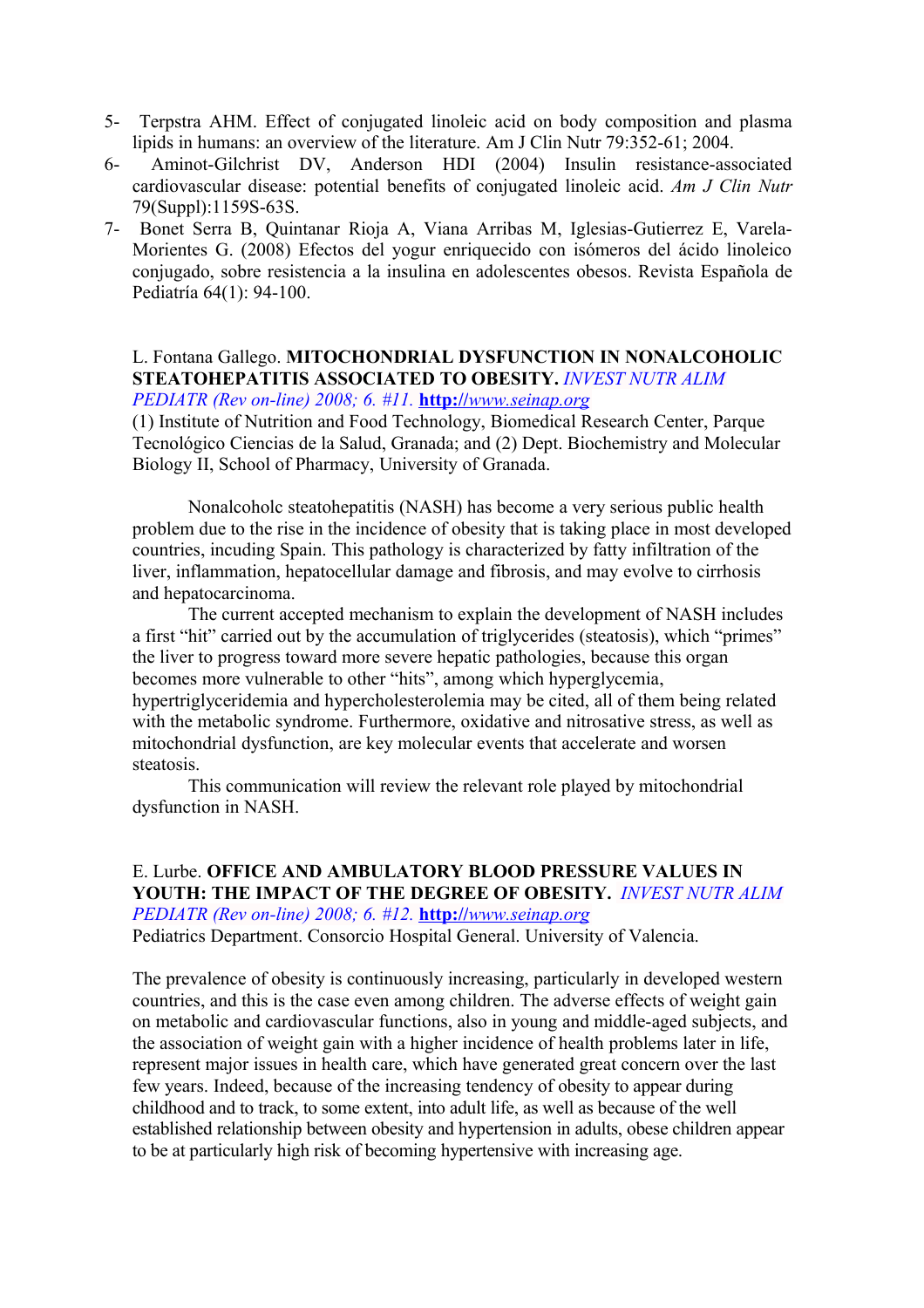5- Terpstra AHM. Effect of conjugated linoleic acid on body composition and plasma lipids in humans: an overview of the literature. Am J Clin Nutr 79:352-61; 2004.
6- Aminot-Gilchrist DV, Anderson HDI (2004) Insulin resistance-associated cardiovascular disease: potential benefits of conjugated linoleic acid. *Am J Clin Nutr* 79(Suppl):1159S-63S.
7- Bonet Serra B, Quintanar Rioja A, Viana Arribas M, Iglesias-Gutierrez E, Varela-Morientes G. (2008) Efectos del yogur enriquecido con isómeros del ácido linoleico conjugado, sobre resistencia a la insulina en adolescentes obesos. Revista Española de Pediatría 64(1): 94-100.

L. Fontana Gallego. **MITOCHONDRIAL DYSFUNCTION IN NONALCOHOLIC STEATOHEPATITIS ASSOCIATED TO OBESITY.** *INVEST NUTR ALIM PEDIATR (Rev on-line) 2008; 6. #11.* **http:**//*www.seinap.org*

(1) Institute of Nutrition and Food Technology, Biomedical Research Center, Parque Tecnológico Ciencias de la Salud, Granada; and (2) Dept. Biochemistry and Molecular Biology II, School of Pharmacy, University of Granada.

Nonalcoholc steatohepatitis (NASH) has become a very serious public health problem due to the rise in the incidence of obesity that is taking place in most developed countries, incuding Spain. This pathology is characterized by fatty infiltration of the liver, inflammation, hepatocellular damage and fibrosis, and may evolve to cirrhosis and hepatocarcinoma.

The current accepted mechanism to explain the development of NASH includes a first "hit" carried out by the accumulation of triglycerides (steatosis), which "primes" the liver to progress toward more severe hepatic pathologies, because this organ becomes more vulnerable to other "hits", among which hyperglycemia, hypertriglyceridemia and hypercholesterolemia may be cited, all of them being related with the metabolic syndrome. Furthermore, oxidative and nitrosative stress, as well as mitochondrial dysfunction, are key molecular events that accelerate and worsen steatosis.

This communication will review the relevant role played by mitochondrial dysfunction in NASH.

E. Lurbe. **OFFICE AND AMBULATORY BLOOD PRESSURE VALUES IN YOUTH: THE IMPACT OF THE DEGREE OF OBESITY.** *INVEST NUTR ALIM PEDIATR (Rev on-line) 2008; 6. #12.* **http:**//*www.seinap.org*

Pediatrics Department. Consorcio Hospital General. University of Valencia.

The prevalence of obesity is continuously increasing, particularly in developed western countries, and this is the case even among children. The adverse effects of weight gain on metabolic and cardiovascular functions, also in young and middle-aged subjects, and the association of weight gain with a higher incidence of health problems later in life, represent major issues in health care, which have generated great concern over the last few years. Indeed, because of the increasing tendency of obesity to appear during childhood and to track, to some extent, into adult life, as well as because of the well established relationship between obesity and hypertension in adults, obese children appear to be at particularly high risk of becoming hypertensive with increasing age.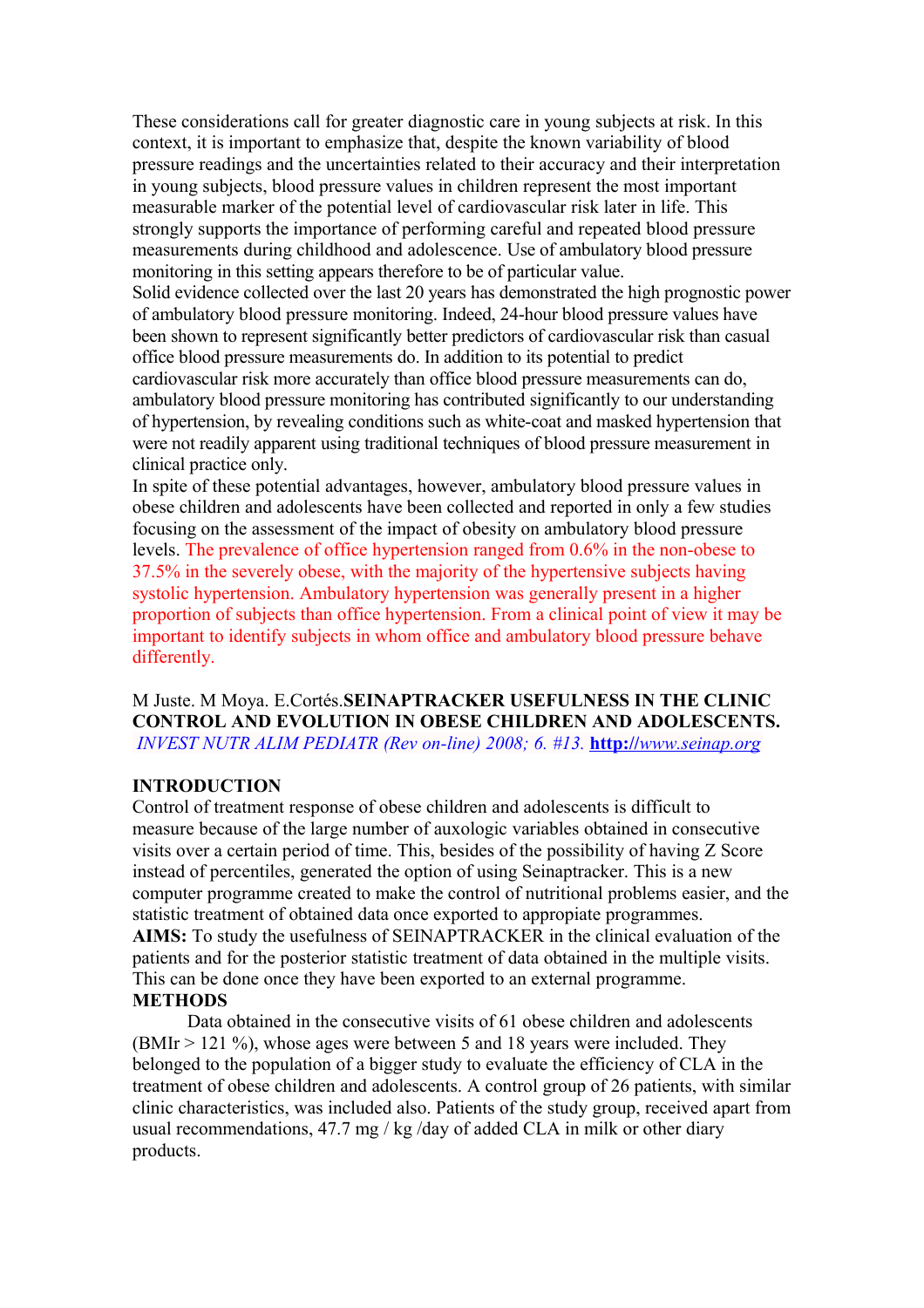These considerations call for greater diagnostic care in young subjects at risk. In this context, it is important to emphasize that, despite the known variability of blood pressure readings and the uncertainties related to their accuracy and their interpretation in young subjects, blood pressure values in children represent the most important measurable marker of the potential level of cardiovascular risk later in life. This strongly supports the importance of performing careful and repeated blood pressure measurements during childhood and adolescence. Use of ambulatory blood pressure monitoring in this setting appears therefore to be of particular value.
Solid evidence collected over the last 20 years has demonstrated the high prognostic power of ambulatory blood pressure monitoring. Indeed, 24-hour blood pressure values have been shown to represent significantly better predictors of cardiovascular risk than casual office blood pressure measurements do. In addition to its potential to predict cardiovascular risk more accurately than office blood pressure measurements can do, ambulatory blood pressure monitoring has contributed significantly to our understanding of hypertension, by revealing conditions such as white-coat and masked hypertension that were not readily apparent using traditional techniques of blood pressure measurement in clinical practice only.
In spite of these potential advantages, however, ambulatory blood pressure values in obese children and adolescents have been collected and reported in only a few studies focusing on the assessment of the impact of obesity on ambulatory blood pressure levels. The prevalence of office hypertension ranged from 0.6% in the non-obese to 37.5% in the severely obese, with the majority of the hypertensive subjects having systolic hypertension. Ambulatory hypertension was generally present in a higher proportion of subjects than office hypertension. From a clinical point of view it may be important to identify subjects in whom office and ambulatory blood pressure behave differently.

M Juste. M Moya. E.Cortés.**SEINAPTRACKER USEFULNESS IN THE CLINIC CONTROL AND EVOLUTION IN OBESE CHILDREN AND ADOLESCENTS.** *INVEST NUTR ALIM PEDIATR (Rev on-line) 2008; 6. #13.* **http:**//*www.seinap.org*

**INTRODUCTION**
Control of treatment response of obese children and adolescents is difficult to measure because of the large number of auxologic variables obtained in consecutive visits over a certain period of time. This, besides of the possibility of having Z Score instead of percentiles, generated the option of using Seinaptracker. This is a new computer programme created to make the control of nutritional problems easier, and the statistic treatment of obtained data once exported to appropiate programmes.
**AIMS:** To study the usefulness of SEINAPTRACKER in the clinical evaluation of the patients and for the posterior statistic treatment of data obtained in the multiple visits. This can be done once they have been exported to an external programme.
**METHODS**
Data obtained in the consecutive visits of 61 obese children and adolescents (BMIr > 121 %), whose ages were between 5 and 18 years were included. They belonged to the population of a bigger study to evaluate the efficiency of CLA in the treatment of obese children and adolescents. A control group of 26 patients, with similar clinic characteristics, was included also. Patients of the study group, received apart from usual recommendations, 47.7 mg / kg /day of added CLA in milk or other diary products.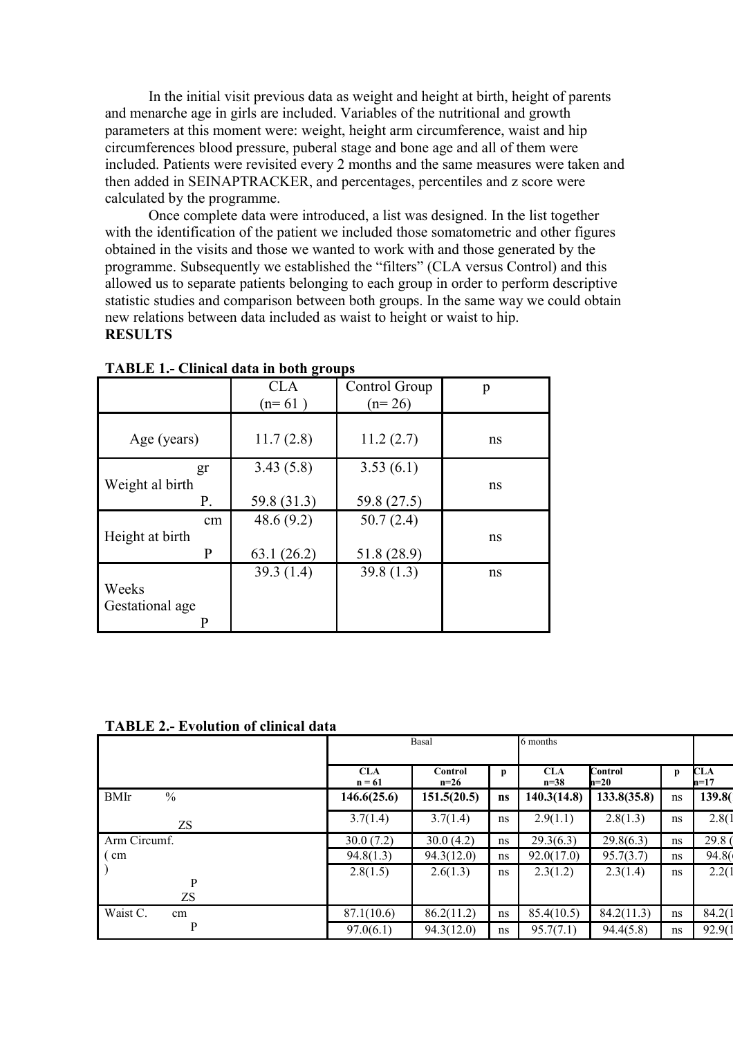In the initial visit previous data as weight and height at birth, height of parents and menarche age in girls are included. Variables of the nutritional and growth parameters at this moment were: weight, height arm circumference, waist and hip circumferences blood pressure, puberal stage and bone age and all of them were included. Patients were revisited every 2 months and the same measures were taken and then added in SEINAPTRACKER, and percentages, percentiles and z score were calculated by the programme.

Once complete data were introduced, a list was designed. In the list together with the identification of the patient we included those somatometric and other figures obtained in the visits and those we wanted to work with and those generated by the programme. Subsequently we established the "filters" (CLA versus Control) and this allowed us to separate patients belonging to each group in order to perform descriptive statistic studies and comparison between both groups. In the same way we could obtain new relations between data included as waist to height or waist to hip.

**RESULTS**

**TABLE 1.- Clinical data in both groups**

| | CLA (n= 61 ) | Control Group (n= 26) | p |
|---|---|---|---|
| Age (years) | 11.7 (2.8) | 11.2 (2.7) | ns |
| Weight al birth gr | 3.43 (5.8) | 3.53 (6.1) | ns |
| P. | 59.8 (31.3) | 59.8 (27.5) | |
| Height at birth cm | 48.6 (9.2) | 50.7 (2.4) | ns |
| P | 63.1 (26.2) | 51.8 (28.9) | |
| Gestational age Weeks | 39.3 (1.4) | 39.8 (1.3) | ns |
| P | | | |

**TABLE 2.- Evolution of clinical data**

| | Basal | | | 6 months | | | |
|---|---|---|---|---|---|---|---|
| | **CLA n = 61** | **Control n=26** | **p** | **CLA n=38** | **Control n=20** | **p** | **CLA n=17** |
| BMIr % | **146.6(25.6)** | **151.5(20.5)** | **ns** | **140.3(14.8)** | **133.8(35.8)** | ns | **139.8(** |
| ZS | 3.7(1.4) | 3.7(1.4) | ns | 2.9(1.1) | 2.8(1.3) | ns | 2.8(1 |
| Arm Circumf. ( cm ) | 30.0 (7.2) | 30.0 (4.2) | ns | 29.3(6.3) | 29.8(6.3) | ns | 29.8 ( |
| P | 94.8(1.3) | 94.3(12.0) | ns | 92.0(17.0) | 95.7(3.7) | ns | 94.8( |
| ZS | 2.8(1.5) | 2.6(1.3) | ns | 2.3(1.2) | 2.3(1.4) | ns | 2.2(1 |
| Waist C. cm | 87.1(10.6) | 86.2(11.2) | ns | 85.4(10.5) | 84.2(11.3) | ns | 84.2(1 |
| P | 97.0(6.1) | 94.3(12.0) | ns | 95.7(7.1) | 94.4(5.8) | ns | 92.9(1 |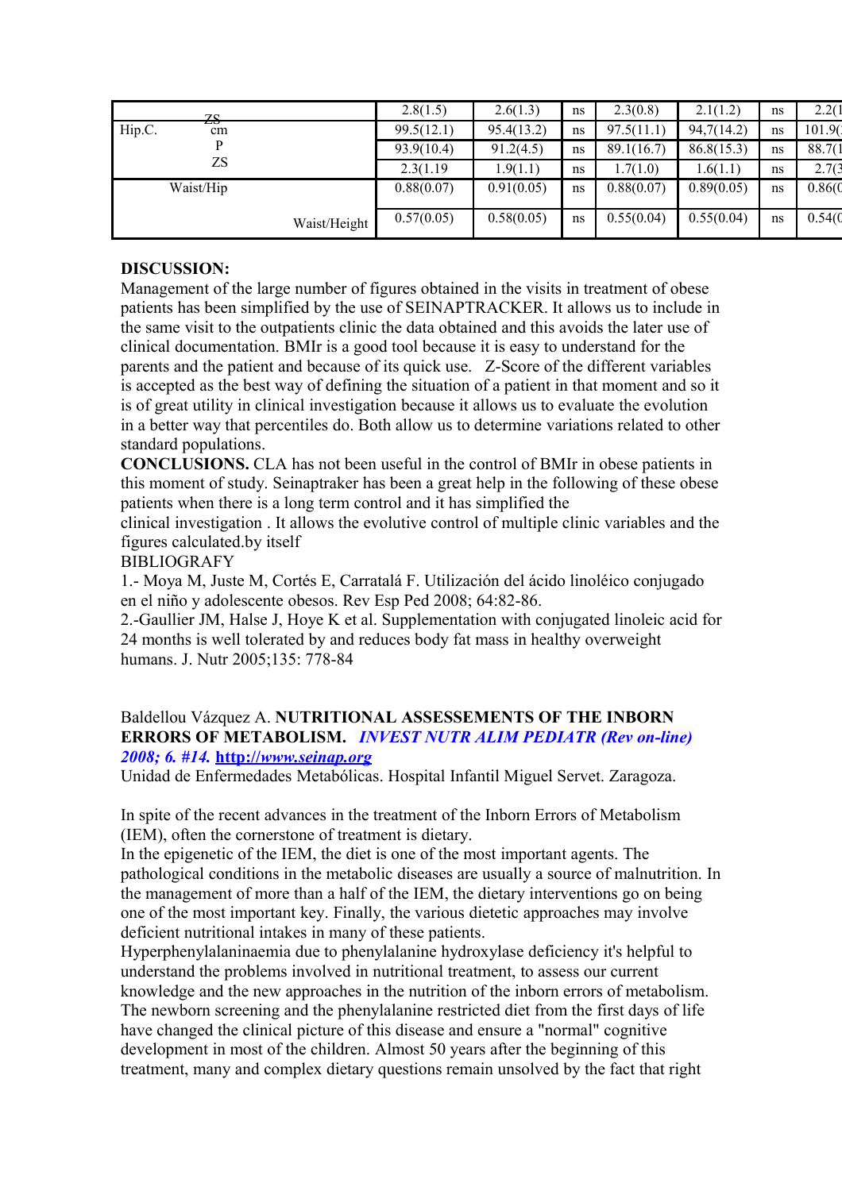| | 2.8(1.5) | 2.6(1.3) | ns | 2.3(0.8) | 2.1(1.2) | ns | 2.2(1 |
|---|---|---|---|---|---|---|---|
| Hip.C. ZS cm | 99.5(12.1) | 95.4(13.2) | ns | 97.5(11.1) | 94,7(14.2) | ns | 101.9( |
| P | 93.9(10.4) | 91.2(4.5) | ns | 89.1(16.7) | 86.8(15.3) | ns | 88.7(1 |
| ZS | 2.3(1.19 | 1.9(1.1) | ns | 1.7(1.0) | 1.6(1.1) | ns | 2.7(3 |
| Waist/Hip | 0.88(0.07) | 0.91(0.05) | ns | 0.88(0.07) | 0.89(0.05) | ns | 0.86(0 |
| Waist/Height | 0.57(0.05) | 0.58(0.05) | ns | 0.55(0.04) | 0.55(0.04) | ns | 0.54(0 |

**DISCUSSION:**
Management of the large number of figures obtained in the visits in treatment of obese patients has been simplified by the use of SEINAPTRACKER. It allows us to include in the same visit to the outpatients clinic the data obtained and this avoids the later use of clinical documentation. BMIr is a good tool because it is easy to understand for the parents and the patient and because of its quick use. Z-Score of the different variables is accepted as the best way of defining the situation of a patient in that moment and so it is of great utility in clinical investigation because it allows us to evaluate the evolution in a better way that percentiles do. Both allow us to determine variations related to other standard populations.

**CONCLUSIONS.** CLA has not been useful in the control of BMIr in obese patients in this moment of study. Seinaptraker has been a great help in the following of these obese patients when there is a long term control and it has simplified the clinical investigation . It allows the evolutive control of multiple clinic variables and the figures calculated.by itself

BIBLIOGRAFY

1.- Moya M, Juste M, Cortés E, Carratalá F. Utilización del ácido linoléico conjugado en el niño y adolescente obesos. Rev Esp Ped 2008; 64:82-86.

2.-Gaullier JM, Halse J, Hoye K et al. Supplementation with conjugated linoleic acid for 24 months is well tolerated by and reduces body fat mass in healthy overweight humans. J. Nutr 2005;135: 778-84

Baldellou Vázquez A. **NUTRITIONAL ASSESSEMENTS OF THE INBORN ERRORS OF METABOLISM.** ***INVEST NUTR ALIM PEDIATR (Rev on-line) 2008; 6. #14.*** **http://www.seinap.org**
Unidad de Enfermedades Metabólicas. Hospital Infantil Miguel Servet. Zaragoza.

In spite of the recent advances in the treatment of the Inborn Errors of Metabolism (IEM), often the cornerstone of treatment is dietary.
In the epigenetic of the IEM, the diet is one of the most important agents. The pathological conditions in the metabolic diseases are usually a source of malnutrition. In the management of more than a half of the IEM, the dietary interventions go on being one of the most important key. Finally, the various dietetic approaches may involve deficient nutritional intakes in many of these patients.
Hyperphenylalaninaemia due to phenylalanine hydroxylase deficiency it's helpful to understand the problems involved in nutritional treatment, to assess our current knowledge and the new approaches in the nutrition of the inborn errors of metabolism. The newborn screening and the phenylalanine restricted diet from the first days of life have changed the clinical picture of this disease and ensure a "normal" cognitive development in most of the children. Almost 50 years after the beginning of this treatment, many and complex dietary questions remain unsolved by the fact that right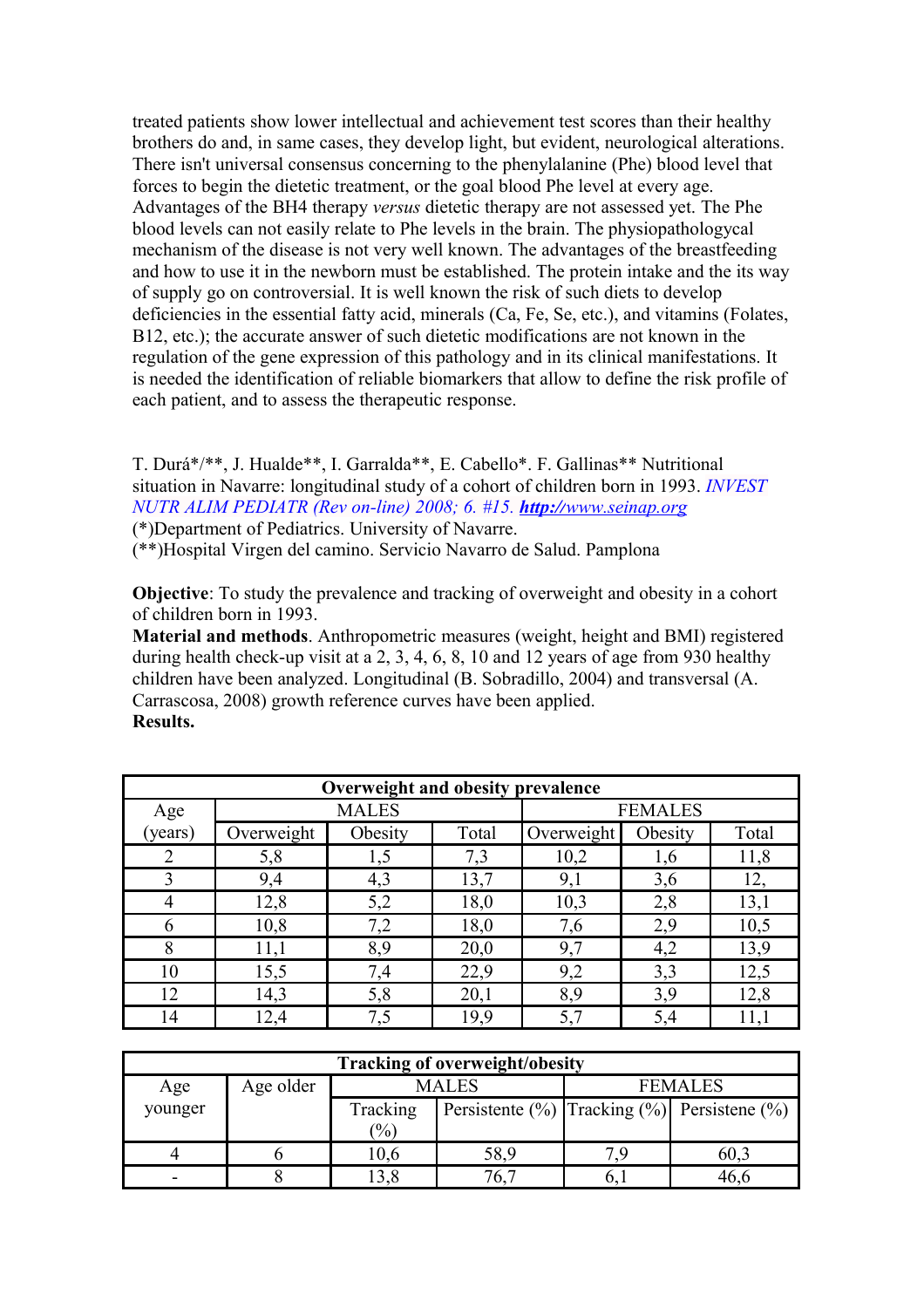treated patients show lower intellectual and achievement test scores than their healthy brothers do and, in same cases, they develop light, but evident, neurological alterations. There isn't universal consensus concerning to the phenylalanine (Phe) blood level that forces to begin the dietetic treatment, or the goal blood Phe level at every age. Advantages of the BH4 therapy *versus* dietetic therapy are not assessed yet. The Phe blood levels can not easily relate to Phe levels in the brain. The physiopathologycal mechanism of the disease is not very well known. The advantages of the breastfeeding and how to use it in the newborn must be established. The protein intake and the its way of supply go on controversial. It is well known the risk of such diets to develop deficiencies in the essential fatty acid, minerals (Ca, Fe, Se, etc.), and vitamins (Folates, B12, etc.); the accurate answer of such dietetic modifications are not known in the regulation of the gene expression of this pathology and in its clinical manifestations. It is needed the identification of reliable biomarkers that allow to define the risk profile of each patient, and to assess the therapeutic response.

T. Durá*/**, J. Hualde**, I. Garralda**, E. Cabello*. F. Gallinas** Nutritional situation in Navarre: longitudinal study of a cohort of children born in 1993. *INVEST NUTR ALIM PEDIATR (Rev on-line) 2008; 6. #15.* ***http://www.seinap.org***
(*)Department of Pediatrics. University of Navarre.
(**)Hospital Virgen del camino. Servicio Navarro de Salud. Pamplona

**Objective**: To study the prevalence and tracking of overweight and obesity in a cohort of children born in 1993.
**Material and methods**. Anthropometric measures (weight, height and BMI) registered during health check-up visit at a 2, 3, 4, 6, 8, 10 and 12 years of age from 930 healthy children have been analyzed. Longitudinal (B. Sobradillo, 2004) and transversal (A. Carrascosa, 2008) growth reference curves have been applied.
**Results.**

| Overweight and obesity prevalence | | | | | | |
|---|---|---|---|---|---|---|
| Age | MALES | | | FEMALES | | |
| (years) | Overweight | Obesity | Total | Overweight | Obesity | Total |
| 2 | 5,8 | 1,5 | 7,3 | 10,2 | 1,6 | 11,8 |
| 3 | 9,4 | 4,3 | 13,7 | 9,1 | 3,6 | 12, |
| 4 | 12,8 | 5,2 | 18,0 | 10,3 | 2,8 | 13,1 |
| 6 | 10,8 | 7,2 | 18,0 | 7,6 | 2,9 | 10,5 |
| 8 | 11,1 | 8,9 | 20,0 | 9,7 | 4,2 | 13,9 |
| 10 | 15,5 | 7,4 | 22,9 | 9,2 | 3,3 | 12,5 |
| 12 | 14,3 | 5,8 | 20,1 | 8,9 | 3,9 | 12,8 |
| 14 | 12,4 | 7,5 | 19,9 | 5,7 | 5,4 | 11,1 |

| Tracking of overweight/obesity | | | | | |
|---|---|---|---|---|---|
| Age younger | Age older | MALES | | FEMALES | |
| | | Tracking (%) | Persistente (%) | Tracking (%) | Persistene (%) |
| 4 | 6 | 10,6 | 58,9 | 7,9 | 60,3 |
| - | 8 | 13,8 | 76,7 | 6,1 | 46,6 |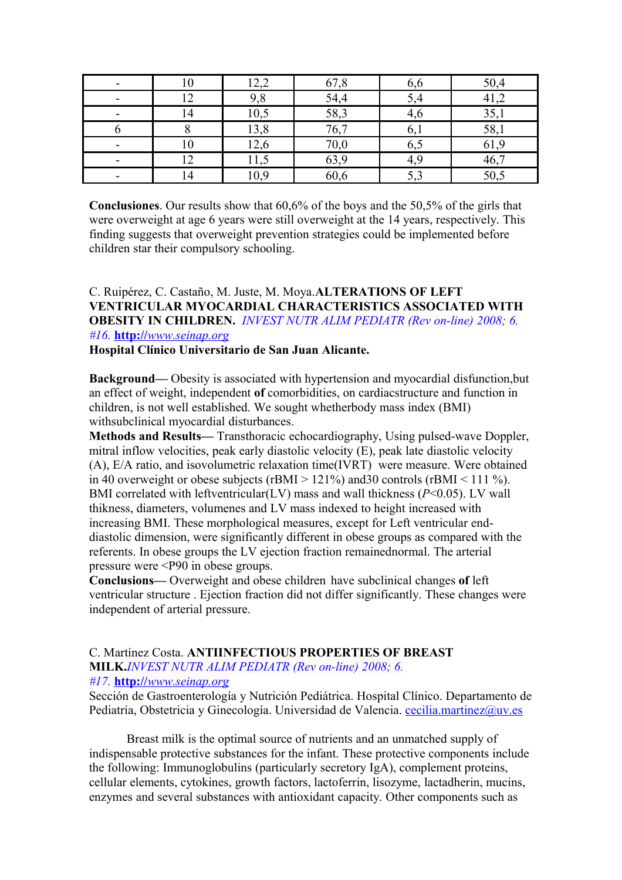| - | 10 | 12,2 | 67,8 | 6,6 | 50,4 |
|---|---|---|---|---|---|
| - | 12 | 9,8 | 54,4 | 5,4 | 41,2 |
| - | 14 | 10,5 | 58,3 | 4,6 | 35,1 |
| 6 | 8 | 13,8 | 76,7 | 6,1 | 58,1 |
| - | 10 | 12,6 | 70,0 | 6,5 | 61,9 |
| - | 12 | 11,5 | 63,9 | 4,9 | 46,7 |
| - | 14 | 10,9 | 60,6 | 5,3 | 50,5 |

**Conclusiones**. Our results show that 60,6% of the boys and the 50,5% of the girls that were overweight at age 6 years were still overweight at the 14 years, respectively. This finding suggests that overweight prevention strategies could be implemented before children star their compulsory schooling.

C. Ruipérez, C. Castaño, M. Juste, M. Moya.**ALTERATIONS OF LEFT VENTRICULAR MYOCARDIAL CHARACTERISTICS ASSOCIATED WITH OBESITY IN CHILDREN.** *INVEST NUTR ALIM PEDIATR (Rev on-line) 2008; 6. #16.* **http:**//*www.seinap.org*

**Hospital Clínico Universitario de San Juan Alicante.**

**Background—** Obesity is associated with hypertension and myocardial disfunction,but an effect of weight, independent **of** comorbidities, on cardiacstructure and function in children, is not well established. We sought whetherbody mass index (BMI) withsubclinical myocardial disturbances.

**Methods and Results—** Transthoracic echocardiography, Using pulsed-wave Doppler, mitral inflow velocities, peak early diastolic velocity (E), peak late diastolic velocity (A), E/A ratio, and isovolumetric relaxation time(IVRT) were measure. Were obtained in 40 overweight or obese subjects (rBMI > 121%) and30 controls (rBMI < 111 %). BMI correlated with leftventricular(LV) mass and wall thickness (*P*<0.05). LV wall thikness, diameters, volumenes and LV mass indexed to height increased with increasing BMI. These morphological measures, except for Left ventricular end-diastolic dimension, were significantly different in obese groups as compared with the referents. In obese groups the LV ejection fraction remainednormal. The arterial pressure were <P90 in obese groups.

**Conclusions—** Overweight and obese children have subclinical changes **of** left ventricular structure . Ejection fraction did not differ significantly. These changes were independent of arterial pressure.

C. Martínez Costa. **ANTIINFECTIOUS PROPERTIES OF BREAST MILK.***INVEST NUTR ALIM PEDIATR (Rev on-line) 2008; 6. #17.* **http:**//*www.seinap.org*

Sección de Gastroenterología y Nutrición Pediátrica. Hospital Clínico. Departamento de Pediatría, Obstetricia y Ginecología. Universidad de Valencia. cecilia.martinez@uv.es

Breast milk is the optimal source of nutrients and an unmatched supply of indispensable protective substances for the infant. These protective components include the following: Immunoglobulins (particularly secretory IgA), complement proteins, cellular elements, cytokines, growth factors, lactoferrin, lisozyme, lactadherin, mucins, enzymes and several substances with antioxidant capacity. Other components such as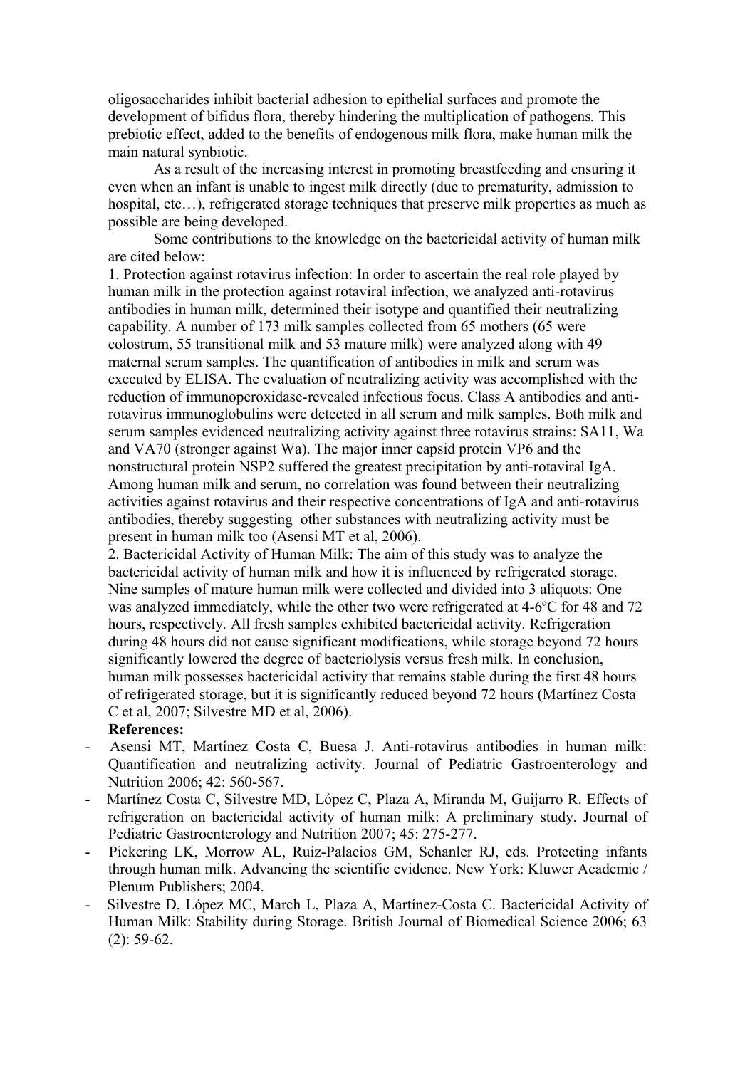oligosaccharides inhibit bacterial adhesion to epithelial surfaces and promote the development of bifidus flora, thereby hindering the multiplication of pathogens. This prebiotic effect, added to the benefits of endogenous milk flora, make human milk the main natural synbiotic.

As a result of the increasing interest in promoting breastfeeding and ensuring it even when an infant is unable to ingest milk directly (due to prematurity, admission to hospital, etc…), refrigerated storage techniques that preserve milk properties as much as possible are being developed.

Some contributions to the knowledge on the bactericidal activity of human milk are cited below:

1. Protection against rotavirus infection: In order to ascertain the real role played by human milk in the protection against rotaviral infection, we analyzed anti-rotavirus antibodies in human milk, determined their isotype and quantified their neutralizing capability. A number of 173 milk samples collected from 65 mothers (65 were colostrum, 55 transitional milk and 53 mature milk) were analyzed along with 49 maternal serum samples. The quantification of antibodies in milk and serum was executed by ELISA. The evaluation of neutralizing activity was accomplished with the reduction of immunoperoxidase-revealed infectious focus. Class A antibodies and anti-rotavirus immunoglobulins were detected in all serum and milk samples. Both milk and serum samples evidenced neutralizing activity against three rotavirus strains: SA11, Wa and VA70 (stronger against Wa). The major inner capsid protein VP6 and the nonstructural protein NSP2 suffered the greatest precipitation by anti-rotaviral IgA. Among human milk and serum, no correlation was found between their neutralizing activities against rotavirus and their respective concentrations of IgA and anti-rotavirus antibodies, thereby suggesting other substances with neutralizing activity must be present in human milk too (Asensi MT et al, 2006).

2. Bactericidal Activity of Human Milk: The aim of this study was to analyze the bactericidal activity of human milk and how it is influenced by refrigerated storage. Nine samples of mature human milk were collected and divided into 3 aliquots: One was analyzed immediately, while the other two were refrigerated at 4-6ºC for 48 and 72 hours, respectively. All fresh samples exhibited bactericidal activity. Refrigeration during 48 hours did not cause significant modifications, while storage beyond 72 hours significantly lowered the degree of bacteriolysis versus fresh milk. In conclusion, human milk possesses bactericidal activity that remains stable during the first 48 hours of refrigerated storage, but it is significantly reduced beyond 72 hours (Martínez Costa C et al, 2007; Silvestre MD et al, 2006).

**References:**

- Asensi MT, Martínez Costa C, Buesa J. Anti-rotavirus antibodies in human milk: Quantification and neutralizing activity. Journal of Pediatric Gastroenterology and Nutrition 2006; 42: 560-567.
- Martínez Costa C, Silvestre MD, López C, Plaza A, Miranda M, Guijarro R. Effects of refrigeration on bactericidal activity of human milk: A preliminary study. Journal of Pediatric Gastroenterology and Nutrition 2007; 45: 275-277.
- Pickering LK, Morrow AL, Ruiz-Palacios GM, Schanler RJ, eds. Protecting infants through human milk. Advancing the scientific evidence. New York: Kluwer Academic / Plenum Publishers; 2004.
- Silvestre D, López MC, March L, Plaza A, Martínez-Costa C. Bactericidal Activity of Human Milk: Stability during Storage. British Journal of Biomedical Science 2006; 63 (2): 59-62.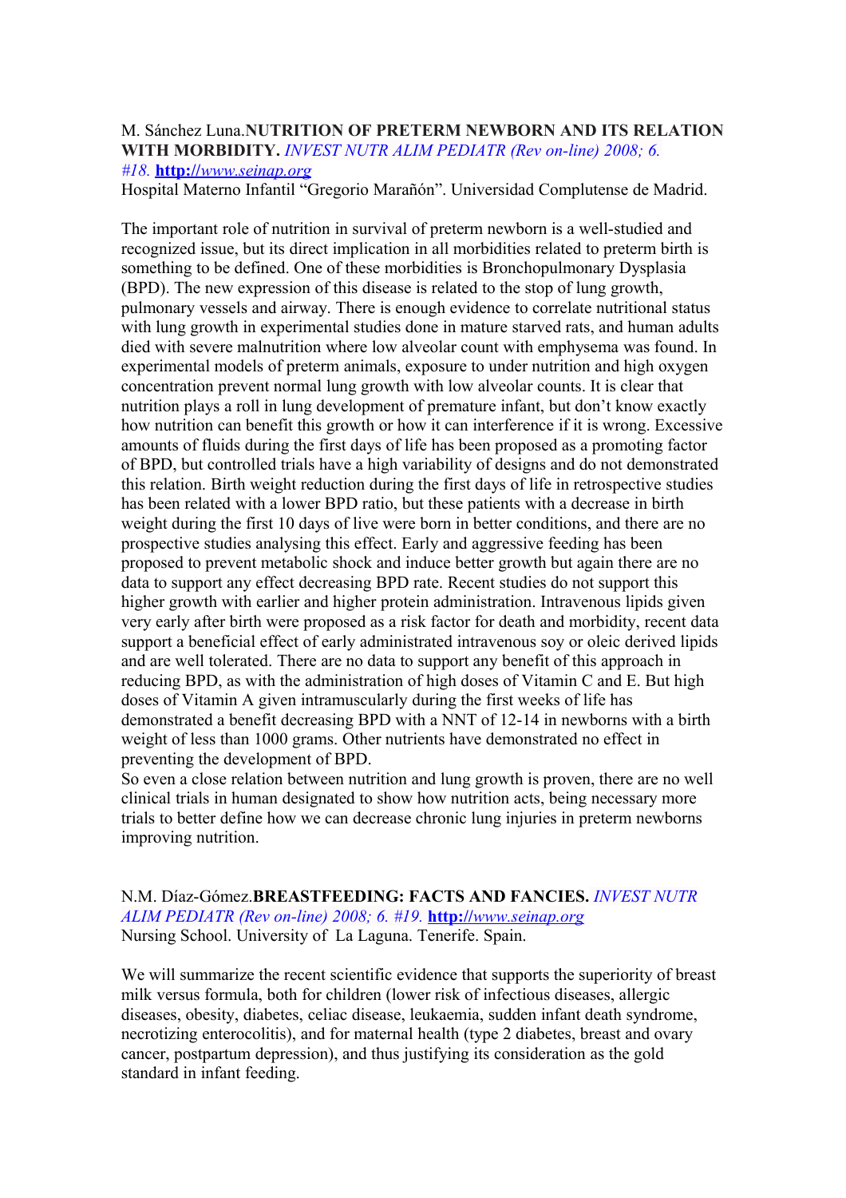M. Sánchez Luna.**NUTRITION OF PRETERM NEWBORN AND ITS RELATION WITH MORBIDITY.** *INVEST NUTR ALIM PEDIATR (Rev on-line) 2008; 6. #18.* **http:**//*www.seinap.org*
Hospital Materno Infantil "Gregorio Marañón". Universidad Complutense de Madrid.

The important role of nutrition in survival of preterm newborn is a well-studied and recognized issue, but its direct implication in all morbidities related to preterm birth is something to be defined. One of these morbidities is Bronchopulmonary Dysplasia (BPD). The new expression of this disease is related to the stop of lung growth, pulmonary vessels and airway. There is enough evidence to correlate nutritional status with lung growth in experimental studies done in mature starved rats, and human adults died with severe malnutrition where low alveolar count with emphysema was found. In experimental models of preterm animals, exposure to under nutrition and high oxygen concentration prevent normal lung growth with low alveolar counts. It is clear that nutrition plays a roll in lung development of premature infant, but don't know exactly how nutrition can benefit this growth or how it can interference if it is wrong. Excessive amounts of fluids during the first days of life has been proposed as a promoting factor of BPD, but controlled trials have a high variability of designs and do not demonstrated this relation. Birth weight reduction during the first days of life in retrospective studies has been related with a lower BPD ratio, but these patients with a decrease in birth weight during the first 10 days of live were born in better conditions, and there are no prospective studies analysing this effect. Early and aggressive feeding has been proposed to prevent metabolic shock and induce better growth but again there are no data to support any effect decreasing BPD rate. Recent studies do not support this higher growth with earlier and higher protein administration. Intravenous lipids given very early after birth were proposed as a risk factor for death and morbidity, recent data support a beneficial effect of early administrated intravenous soy or oleic derived lipids and are well tolerated. There are no data to support any benefit of this approach in reducing BPD, as with the administration of high doses of Vitamin C and E. But high doses of Vitamin A given intramuscularly during the first weeks of life has demonstrated a benefit decreasing BPD with a NNT of 12-14 in newborns with a birth weight of less than 1000 grams. Other nutrients have demonstrated no effect in preventing the development of BPD.
So even a close relation between nutrition and lung growth is proven, there are no well clinical trials in human designated to show how nutrition acts, being necessary more trials to better define how we can decrease chronic lung injuries in preterm newborns improving nutrition.

N.M. Díaz-Gómez.**BREASTFEEDING: FACTS AND FANCIES.** *INVEST NUTR ALIM PEDIATR (Rev on-line) 2008; 6. #19.* **http:**//*www.seinap.org*
Nursing School. University of La Laguna. Tenerife. Spain.

We will summarize the recent scientific evidence that supports the superiority of breast milk versus formula, both for children (lower risk of infectious diseases, allergic diseases, obesity, diabetes, celiac disease, leukaemia, sudden infant death syndrome, necrotizing enterocolitis), and for maternal health (type 2 diabetes, breast and ovary cancer, postpartum depression), and thus justifying its consideration as the gold standard in infant feeding.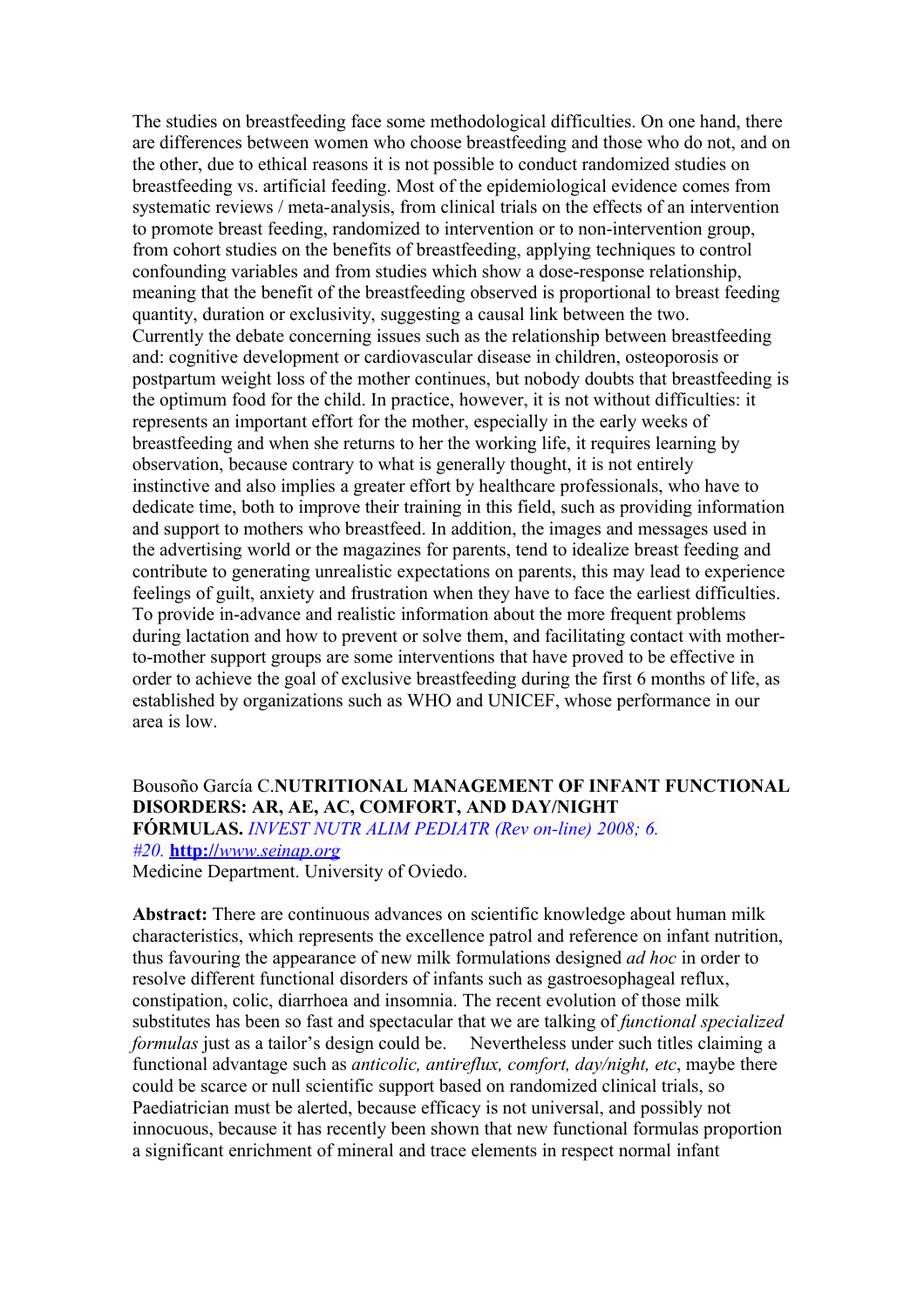The studies on breastfeeding face some methodological difficulties. On one hand, there are differences between women who choose breastfeeding and those who do not, and on the other, due to ethical reasons it is not possible to conduct randomized studies on breastfeeding vs. artificial feeding. Most of the epidemiological evidence comes from systematic reviews / meta-analysis, from clinical trials on the effects of an intervention to promote breast feeding, randomized to intervention or to non-intervention group, from cohort studies on the benefits of breastfeeding, applying techniques to control confounding variables and from studies which show a dose-response relationship, meaning that the benefit of the breastfeeding observed is proportional to breast feeding quantity, duration or exclusivity, suggesting a causal link between the two.
Currently the debate concerning issues such as the relationship between breastfeeding and: cognitive development or cardiovascular disease in children, osteoporosis or postpartum weight loss of the mother continues, but nobody doubts that breastfeeding is the optimum food for the child. In practice, however, it is not without difficulties: it represents an important effort for the mother, especially in the early weeks of breastfeeding and when she returns to her the working life, it requires learning by observation, because contrary to what is generally thought, it is not entirely instinctive and also implies a greater effort by healthcare professionals, who have to dedicate time, both to improve their training in this field, such as providing information and support to mothers who breastfeed. In addition, the images and messages used in the advertising world or the magazines for parents, tend to idealize breast feeding and contribute to generating unrealistic expectations on parents, this may lead to experience feelings of guilt, anxiety and frustration when they have to face the earliest difficulties. To provide in-advance and realistic information about the more frequent problems during lactation and how to prevent or solve them, and facilitating contact with mother-to-mother support groups are some interventions that have proved to be effective in order to achieve the goal of exclusive breastfeeding during the first 6 months of life, as established by organizations such as WHO and UNICEF, whose performance in our area is low.

Bousoño García C.**NUTRITIONAL MANAGEMENT OF INFANT FUNCTIONAL DISORDERS: AR, AE, AC, COMFORT, AND DAY/NIGHT FÓRMULAS.** *INVEST NUTR ALIM PEDIATR (Rev on-line) 2008; 6. #20.* **http:**//*www.seinap.org*
Medicine Department. University of Oviedo.

**Abstract:** There are continuous advances on scientific knowledge about human milk characteristics, which represents the excellence patrol and reference on infant nutrition, thus favouring the appearance of new milk formulations designed *ad hoc* in order to resolve different functional disorders of infants such as gastroesophageal reflux, constipation, colic, diarrhoea and insomnia. The recent evolution of those milk substitutes has been so fast and spectacular that we are talking of *functional specialized formulas* just as a tailor's design could be. Nevertheless under such titles claiming a functional advantage such as *anticolic, antireflux, comfort, day/night, etc*, maybe there could be scarce or null scientific support based on randomized clinical trials, so Paediatrician must be alerted, because efficacy is not universal, and possibly not innocuous, because it has recently been shown that new functional formulas proportion a significant enrichment of mineral and trace elements in respect normal infant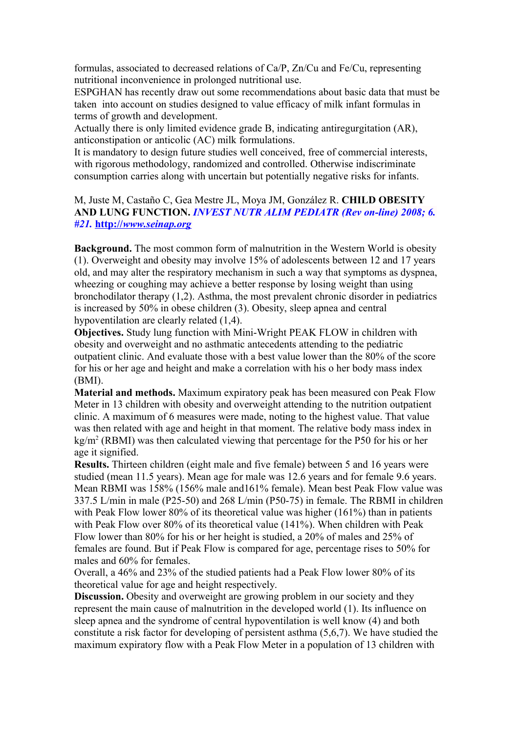formulas, associated to decreased relations of Ca/P, Zn/Cu and Fe/Cu, representing nutritional inconvenience in prolonged nutritional use.

ESPGHAN has recently draw out some recommendations about basic data that must be taken into account on studies designed to value efficacy of milk infant formulas in terms of growth and development.

Actually there is only limited evidence grade B, indicating antiregurgitation (AR), anticonstipation or anticolic (AC) milk formulations.

It is mandatory to design future studies well conceived, free of commercial interests, with rigorous methodology, randomized and controlled. Otherwise indiscriminate consumption carries along with uncertain but potentially negative risks for infants.

M, Juste M, Castaño C, Gea Mestre JL, Moya JM, González R. **CHILD OBESITY AND LUNG FUNCTION.** ***INVEST NUTR ALIM PEDIATR (Rev on-line) 2008; 6. #21.*** **http://www.seinap.org**

**Background.** The most common form of malnutrition in the Western World is obesity (1). Overweight and obesity may involve 15% of adolescents between 12 and 17 years old, and may alter the respiratory mechanism in such a way that symptoms as dyspnea, wheezing or coughing may achieve a better response by losing weight than using bronchodilator therapy (1,2). Asthma, the most prevalent chronic disorder in pediatrics is increased by 50% in obese children (3). Obesity, sleep apnea and central hypoventilation are clearly related (1,4).

**Objectives.** Study lung function with Mini-Wright PEAK FLOW in children with obesity and overweight and no asthmatic antecedents attending to the pediatric outpatient clinic. And evaluate those with a best value lower than the 80% of the score for his or her age and height and make a correlation with his o her body mass index (BMI).

**Material and methods.** Maximum expiratory peak has been measured con Peak Flow Meter in 13 children with obesity and overweight attending to the nutrition outpatient clinic. A maximum of 6 measures were made, noting to the highest value. That value was then related with age and height in that moment. The relative body mass index in $kg/m^2$ (RBMI) was then calculated viewing that percentage for the P50 for his or her age it signified.

**Results.** Thirteen children (eight male and five female) between 5 and 16 years were studied (mean 11.5 years). Mean age for male was 12.6 years and for female 9.6 years. Mean RBMI was 158% (156% male and161% female). Mean best Peak Flow value was 337.5 L/min in male (P25-50) and 268 L/min (P50-75) in female. The RBMI in children with Peak Flow lower 80% of its theoretical value was higher (161%) than in patients with Peak Flow over 80% of its theoretical value (141%). When children with Peak Flow lower than 80% for his or her height is studied, a 20% of males and 25% of females are found. But if Peak Flow is compared for age, percentage rises to 50% for males and 60% for females.

Overall, a 46% and 23% of the studied patients had a Peak Flow lower 80% of its theoretical value for age and height respectively.

**Discussion.** Obesity and overweight are growing problem in our society and they represent the main cause of malnutrition in the developed world (1). Its influence on sleep apnea and the syndrome of central hypoventilation is well know (4) and both constitute a risk factor for developing of persistent asthma (5,6,7). We have studied the maximum expiratory flow with a Peak Flow Meter in a population of 13 children with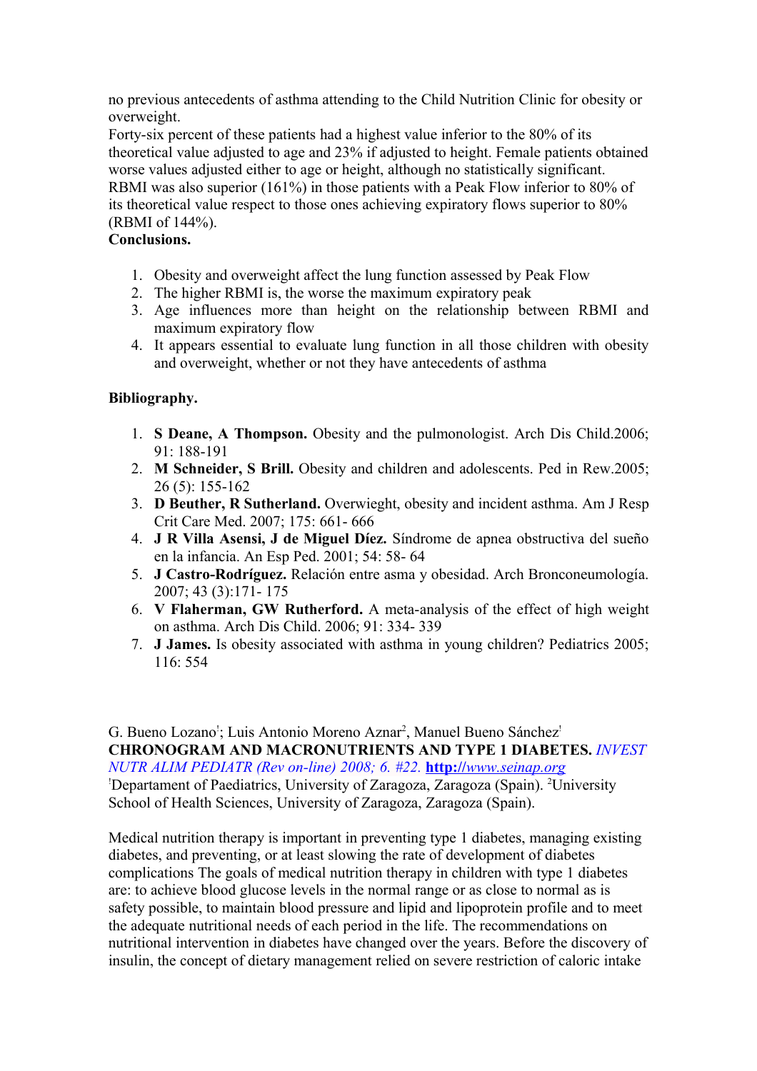no previous antecedents of asthma attending to the Child Nutrition Clinic for obesity or overweight.
Forty-six percent of these patients had a highest value inferior to the 80% of its theoretical value adjusted to age and 23% if adjusted to height. Female patients obtained worse values adjusted either to age or height, although no statistically significant.
RBMI was also superior (161%) in those patients with a Peak Flow inferior to 80% of its theoretical value respect to those ones achieving expiratory flows superior to 80% (RBMI of 144%).

**Conclusions.**

1. Obesity and overweight affect the lung function assessed by Peak Flow
2. The higher RBMI is, the worse the maximum expiratory peak
3. Age influences more than height on the relationship between RBMI and maximum expiratory flow
4. It appears essential to evaluate lung function in all those children with obesity and overweight, whether or not they have antecedents of asthma

**Bibliography.**

1. **S Deane, A Thompson.** Obesity and the pulmonologist. Arch Dis Child.2006; 91: 188-191
2. **M Schneider, S Brill.** Obesity and children and adolescents. Ped in Rew.2005; 26 (5): 155-162
3. **D Beuther, R Sutherland.** Overwieght, obesity and incident asthma. Am J Resp Crit Care Med. 2007; 175: 661- 666
4. **J R Villa Asensi, J de Miguel Díez.** Síndrome de apnea obstructiva del sueño en la infancia. An Esp Ped. 2001; 54: 58- 64
5. **J Castro-Rodríguez.** Relación entre asma y obesidad. Arch Bronconeumología. 2007; 43 (3):171- 175
6. **V Flaherman, GW Rutherford.** A meta-analysis of the effect of high weight on asthma. Arch Dis Child. 2006; 91: 334- 339
7. **J James.** Is obesity associated with asthma in young children? Pediatrics 2005; 116: 554

G. Bueno Lozano[1]; Luis Antonio Moreno Aznar[2], Manuel Bueno Sánchez[1]
**CHRONOGRAM AND MACRONUTRIENTS AND TYPE 1 DIABETES.** *INVEST NUTR ALIM PEDIATR (Rev on-line) 2008; 6. #22.* **http:**//www.seinap.org
[1]Departament of Paediatrics, University of Zaragoza, Zaragoza (Spain). [2]University School of Health Sciences, University of Zaragoza, Zaragoza (Spain).

Medical nutrition therapy is important in preventing type 1 diabetes, managing existing diabetes, and preventing, or at least slowing the rate of development of diabetes complications The goals of medical nutrition therapy in children with type 1 diabetes are: to achieve blood glucose levels in the normal range or as close to normal as is safety possible, to maintain blood pressure and lipid and lipoprotein profile and to meet the adequate nutritional needs of each period in the life. The recommendations on nutritional intervention in diabetes have changed over the years. Before the discovery of insulin, the concept of dietary management relied on severe restriction of caloric intake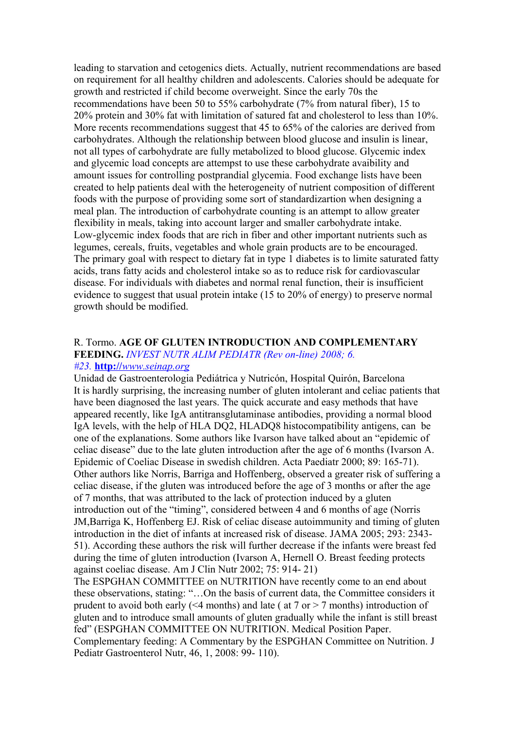leading to starvation and cetogenics diets. Actually, nutrient recommendations are based on requirement for all healthy children and adolescents. Calories should be adequate for growth and restricted if child become overweight. Since the early 70s the recommendations have been 50 to 55% carbohydrate (7% from natural fiber), 15 to 20% protein and 30% fat with limitation of satured fat and cholesterol to less than 10%. More recents recommendations suggest that 45 to 65% of the calories are derived from carbohydrates. Although the relationship between blood glucose and insulin is linear, not all types of carbohydrate are fully metabolized to blood glucose. Glycemic index and glycemic load concepts are attempst to use these carbohydrate avaibility and amount issues for controlling postprandial glycemia. Food exchange lists have been created to help patients deal with the heterogeneity of nutrient composition of different foods with the purpose of providing some sort of standardizartion when designing a meal plan. The introduction of carbohydrate counting is an attempt to allow greater flexibility in meals, taking into account larger and smaller carbohydrate intake. Low-glycemic index foods that are rich in fiber and other important nutrients such as legumes, cereals, fruits, vegetables and whole grain products are to be encouraged. The primary goal with respect to dietary fat in type 1 diabetes is to limite saturated fatty acids, trans fatty acids and cholesterol intake so as to reduce risk for cardiovascular disease. For individuals with diabetes and normal renal function, their is insufficient evidence to suggest that usual protein intake (15 to 20% of energy) to preserve normal growth should be modified.

R. Tormo. **AGE OF GLUTEN INTRODUCTION AND COMPLEMENTARY FEEDING.** *INVEST NUTR ALIM PEDIATR (Rev on-line) 2008; 6. #23.* **http:**//*www.seinap.org*

Unidad de Gastroenterologia Pediátrica y Nutricón, Hospital Quirón, Barcelona

It is hardly surprising, the increasing number of gluten intolerant and celiac patients that have been diagnosed the last years. The quick accurate and easy methods that have appeared recently, like IgA antitransglutaminase antibodies, providing a normal blood IgA levels, with the help of HLA DQ2, HLADQ8 histocompatibility antigens, can be one of the explanations. Some authors like Ivarson have talked about an "epidemic of celiac disease" due to the late gluten introduction after the age of 6 months (Ivarson A. Epidemic of Coeliac Disease in swedish children. Acta Paediatr 2000; 89: 165-71). Other authors like Norris, Barriga and Hoffenberg, observed a greater risk of suffering a celiac disease, if the gluten was introduced before the age of 3 months or after the age of 7 months, that was attributed to the lack of protection induced by a gluten introduction out of the "timing", considered between 4 and 6 months of age (Norris JM,Barriga K, Hoffenberg EJ. Risk of celiac disease autoimmunity and timing of gluten introduction in the diet of infants at increased risk of disease. JAMA 2005; 293: 2343-51). According these authors the risk will further decrease if the infants were breast fed during the time of gluten introduction (Ivarson A, Hernell O. Breast feeding protects against coeliac disease. Am J Clin Nutr 2002; 75: 914- 21)

The ESPGHAN COMMITTEE on NUTRITION have recently come to an end about these observations, stating: "…On the basis of current data, the Committee considers it prudent to avoid both early (<4 months) and late ( at 7 or > 7 months) introduction of gluten and to introduce small amounts of gluten gradually while the infant is still breast fed" (ESPGHAN COMMITTEE ON NUTRITION. Medical Position Paper. Complementary feeding: A Commentary by the ESPGHAN Committee on Nutrition. J Pediatr Gastroenterol Nutr, 46, 1, 2008: 99- 110).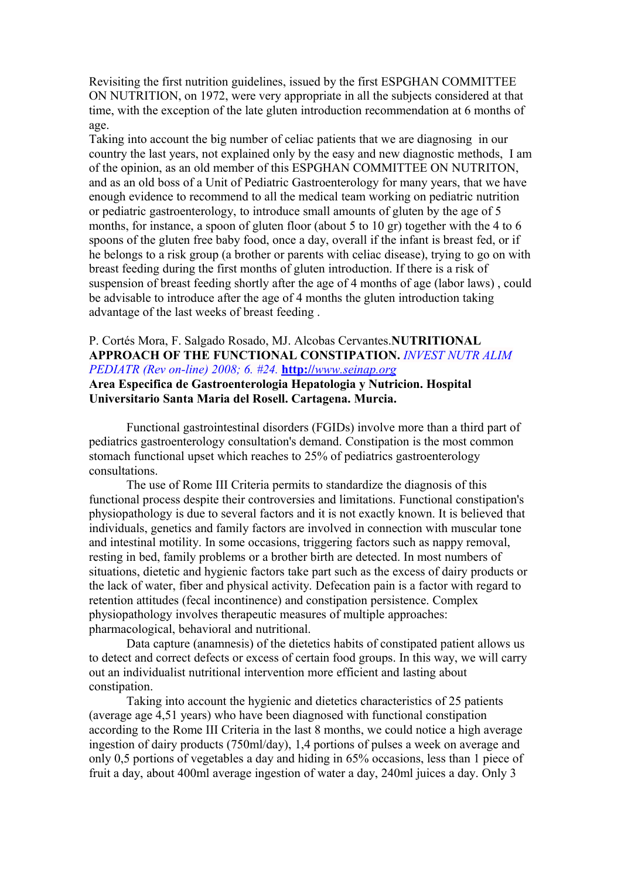Revisiting the first nutrition guidelines, issued by the first ESPGHAN COMMITTEE ON NUTRITION, on 1972, were very appropriate in all the subjects considered at that time, with the exception of the late gluten introduction recommendation at 6 months of age.

Taking into account the big number of celiac patients that we are diagnosing in our country the last years, not explained only by the easy and new diagnostic methods, I am of the opinion, as an old member of this ESPGHAN COMMITTEE ON NUTRITON, and as an old boss of a Unit of Pediatric Gastroenterology for many years, that we have enough evidence to recommend to all the medical team working on pediatric nutrition or pediatric gastroenterology, to introduce small amounts of gluten by the age of 5 months, for instance, a spoon of gluten floor (about 5 to 10 gr) together with the 4 to 6 spoons of the gluten free baby food, once a day, overall if the infant is breast fed, or if he belongs to a risk group (a brother or parents with celiac disease), trying to go on with breast feeding during the first months of gluten introduction. If there is a risk of suspension of breast feeding shortly after the age of 4 months of age (labor laws) , could be advisable to introduce after the age of 4 months the gluten introduction taking advantage of the last weeks of breast feeding .

P. Cortés Mora, F. Salgado Rosado, MJ. Alcobas Cervantes.**NUTRITIONAL APPROACH OF THE FUNCTIONAL CONSTIPATION.** *INVEST NUTR ALIM PEDIATR (Rev on-line) 2008; 6. #24.* **http:**//*www.seinap.org*

**Area Especifica de Gastroenterologia Hepatologia y Nutricion. Hospital Universitario Santa Maria del Rosell. Cartagena. Murcia.**

Functional gastrointestinal disorders (FGIDs) involve more than a third part of pediatrics gastroenterology consultation's demand. Constipation is the most common stomach functional upset which reaches to 25% of pediatrics gastroenterology consultations.

The use of Rome III Criteria permits to standardize the diagnosis of this functional process despite their controversies and limitations. Functional constipation's physiopathology is due to several factors and it is not exactly known. It is believed that individuals, genetics and family factors are involved in connection with muscular tone and intestinal motility. In some occasions, triggering factors such as nappy removal, resting in bed, family problems or a brother birth are detected. In most numbers of situations, dietetic and hygienic factors take part such as the excess of dairy products or the lack of water, fiber and physical activity. Defecation pain is a factor with regard to retention attitudes (fecal incontinence) and constipation persistence. Complex physiopathology involves therapeutic measures of multiple approaches: pharmacological, behavioral and nutritional.

Data capture (anamnesis) of the dietetics habits of constipated patient allows us to detect and correct defects or excess of certain food groups. In this way, we will carry out an individualist nutritional intervention more efficient and lasting about constipation.

Taking into account the hygienic and dietetics characteristics of 25 patients (average age 4,51 years) who have been diagnosed with functional constipation according to the Rome III Criteria in the last 8 months, we could notice a high average ingestion of dairy products (750ml/day), 1,4 portions of pulses a week on average and only 0,5 portions of vegetables a day and hiding in 65% occasions, less than 1 piece of fruit a day, about 400ml average ingestion of water a day, 240ml juices a day. Only 3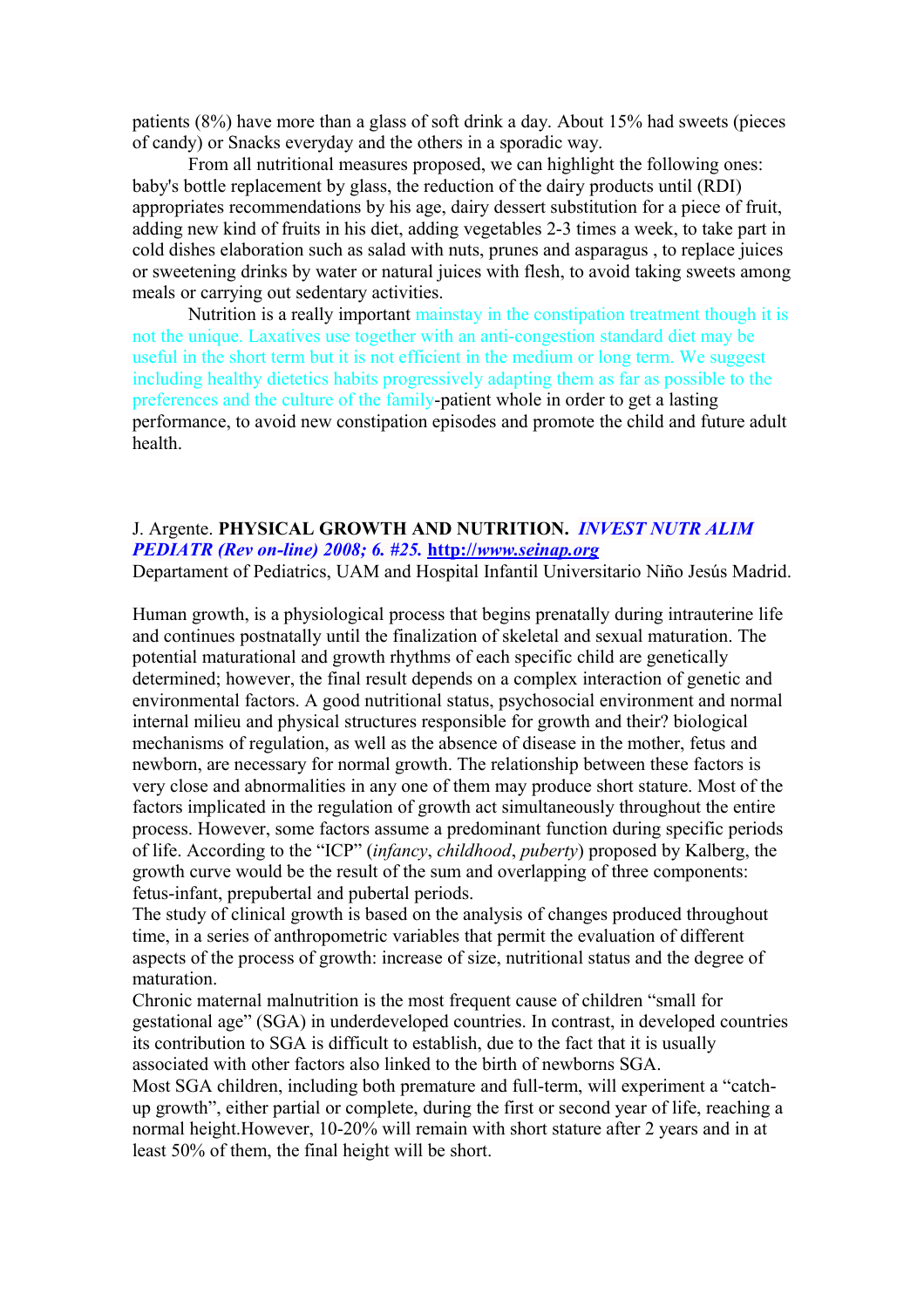patients (8%) have more than a glass of soft drink a day. About 15% had sweets (pieces of candy) or Snacks everyday and the others in a sporadic way.

From all nutritional measures proposed, we can highlight the following ones: baby's bottle replacement by glass, the reduction of the dairy products until (RDI) appropriates recommendations by his age, dairy dessert substitution for a piece of fruit, adding new kind of fruits in his diet, adding vegetables 2-3 times a week, to take part in cold dishes elaboration such as salad with nuts, prunes and asparagus , to replace juices or sweetening drinks by water or natural juices with flesh, to avoid taking sweets among meals or carrying out sedentary activities.

Nutrition is a really important mainstay in the constipation treatment though it is not the unique. Laxatives use together with an anti-congestion standard diet may be useful in the short term but it is not efficient in the medium or long term. We suggest including healthy dietetics habits progressively adapting them as far as possible to the preferences and the culture of the family-patient whole in order to get a lasting performance, to avoid new constipation episodes and promote the child and future adult health.

J. Argente. **PHYSICAL GROWTH AND NUTRITION.** ***INVEST NUTR ALIM PEDIATR (Rev on-line) 2008; 6. #25.*** **http://www.seinap.org**
Departament of Pediatrics, UAM and Hospital Infantil Universitario Niño Jesús Madrid.

Human growth, is a physiological process that begins prenatally during intrauterine life and continues postnatally until the finalization of skeletal and sexual maturation. The potential maturational and growth rhythms of each specific child are genetically determined; however, the final result depends on a complex interaction of genetic and environmental factors. A good nutritional status, psychosocial environment and normal internal milieu and physical structures responsible for growth and their? biological mechanisms of regulation, as well as the absence of disease in the mother, fetus and newborn, are necessary for normal growth. The relationship between these factors is very close and abnormalities in any one of them may produce short stature. Most of the factors implicated in the regulation of growth act simultaneously throughout the entire process. However, some factors assume a predominant function during specific periods of life. According to the "ICP" (*infancy*, *childhood*, *puberty*) proposed by Kalberg, the growth curve would be the result of the sum and overlapping of three components: fetus-infant, prepubertal and pubertal periods.

The study of clinical growth is based on the analysis of changes produced throughout time, in a series of anthropometric variables that permit the evaluation of different aspects of the process of growth: increase of size, nutritional status and the degree of maturation.

Chronic maternal malnutrition is the most frequent cause of children "small for gestational age" (SGA) in underdeveloped countries. In contrast, in developed countries its contribution to SGA is difficult to establish, due to the fact that it is usually associated with other factors also linked to the birth of newborns SGA.

Most SGA children, including both premature and full-term, will experiment a "catch-up growth", either partial or complete, during the first or second year of life, reaching a normal height.However, 10-20% will remain with short stature after 2 years and in at least 50% of them, the final height will be short.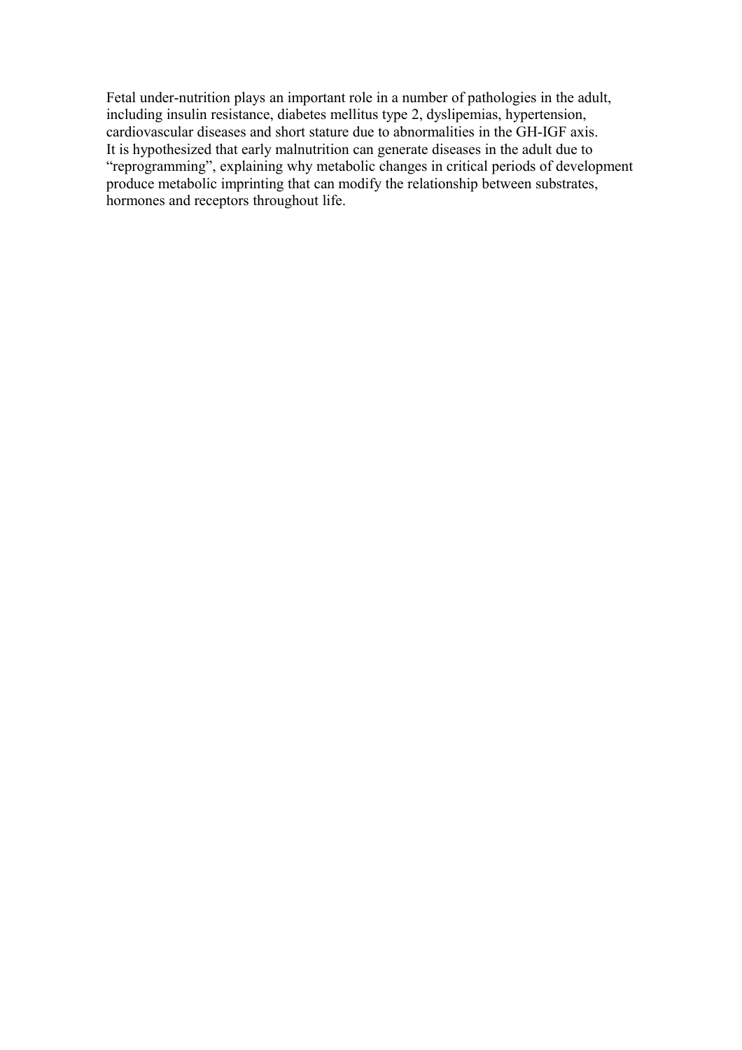Fetal under-nutrition plays an important role in a number of pathologies in the adult, including insulin resistance, diabetes mellitus type 2, dyslipemias, hypertension, cardiovascular diseases and short stature due to abnormalities in the GH-IGF axis.
It is hypothesized that early malnutrition can generate diseases in the adult due to "reprogramming", explaining why metabolic changes in critical periods of development produce metabolic imprinting that can modify the relationship between substrates, hormones and receptors throughout life.